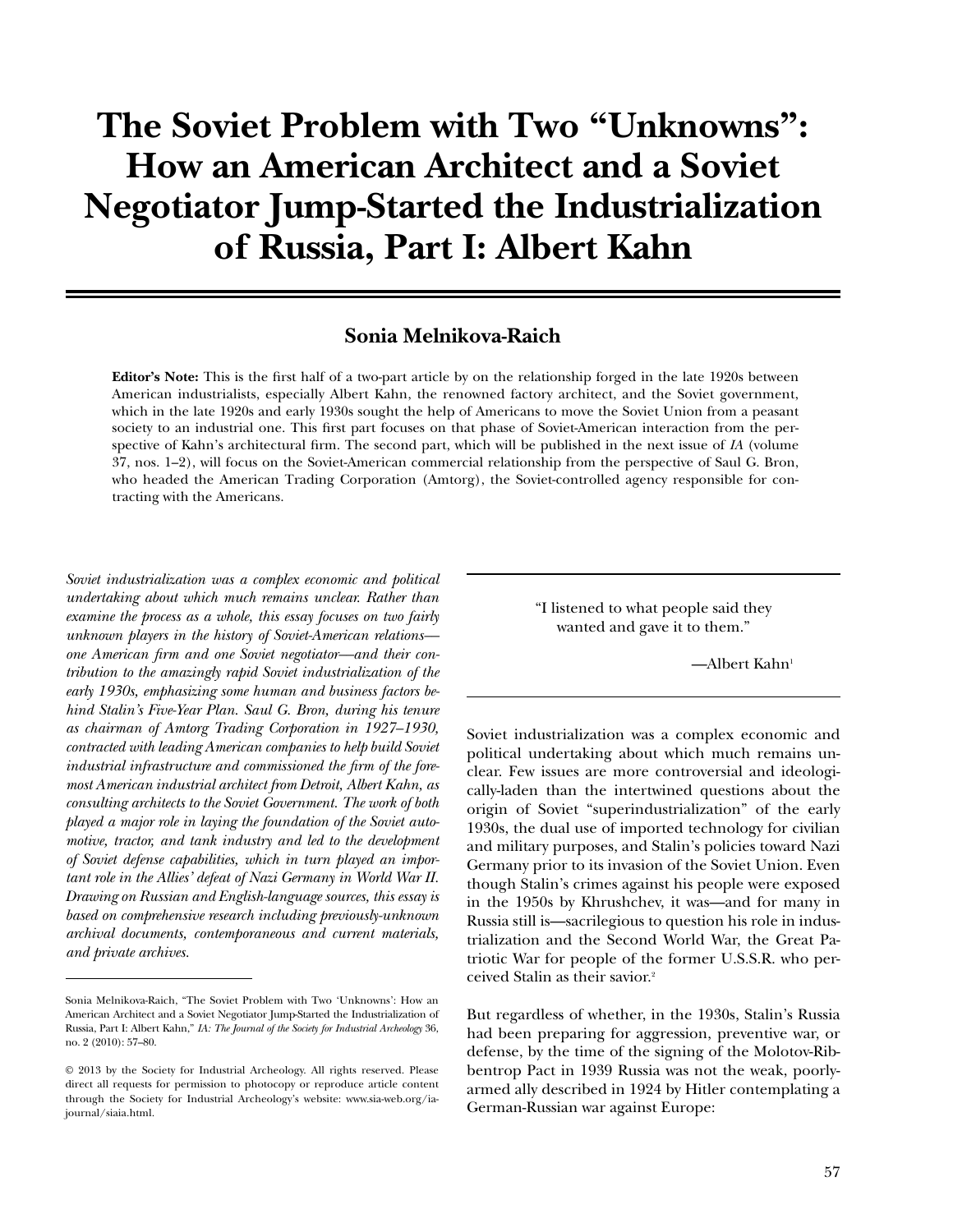# The Soviet Problem with Two "Unknowns": How an American Architect and a Soviet Negotiator Jump-Started the Industrialization of Russia, Part I: Albert Kahn

### Sonia Melnikova-Raich

**Editor's Note:** This is the first half of a two-part article by on the relationship forged in the late 1920s between American industrialists, especially Albert Kahn, the renowned factory architect, and the Soviet government, which in the late 1920s and early 1930s sought the help of Americans to move the Soviet Union from a peasant society to an industrial one. This first part focuses on that phase of Soviet-American interaction from the perspective of Kahn's architectural firm. The second part, which will be published in the next issue of *IA* (volume 37, nos. 1–2), will focus on the Soviet-American commercial relationship from the perspective of Saul G. Bron, who headed the American Trading Corporation (Amtorg), the Soviet-controlled agency responsible for contracting with the Americans.

*Soviet industrialization was a complex economic and political undertaking about which much remains unclear. Rather than examine the process as a whole, this essay focuses on two fairly unknown players in the history of Soviet-American relations—one American firm and one Soviet negotiator—and their contribution to the amazingly rapid Soviet industrialization of the early 1930s, emphasizing some human and business factors behind Stalin's Five-Year Plan. Saul G. Bron, during his tenure as chairman of Amtorg Trading Corporation in 1927–1930, contracted with leading American companies to help build Soviet industrial infrastructure and commissioned the firm of the foremost American industrial architect from Detroit, Albert Kahn, as consulting architects to the Soviet Government. The work of both played a major role in laying the foundation of the Soviet automotive, tractor, and tank industry and led to the development of Soviet defense capabilities, which in turn played an important role in the Allies' defeat of Nazi Germany in World War II. Drawing on Russian and English-language sources, this essay is based on comprehensive research including previously-unknown archival documents, contemporaneous and current materials, and private archives.*

Sonia Melnikova-Raich, "The Soviet Problem with Two 'Unknowns': How an American Architect and a Soviet Negotiator Jump-Started the Industrialization of Russia, Part I: Albert Kahn," *IA: The Journal of the Society for Industrial Archeology* 36, no. 2 (2010): 57–80.

© 2013 by the Society for Industrial Archeology. All rights reserved. Please direct all requests for permission to photocopy or reproduce article content through the Society for Industrial Archeology's website: www.sia-web.org/ia-journal/siaia.html.

> "I listened to what people said they wanted and gave it to them."
>
> —Albert Kahn[1]

Soviet industrialization was a complex economic and political undertaking about which much remains unclear. Few issues are more controversial and ideologically-laden than the intertwined questions about the origin of Soviet "superindustrialization" of the early 1930s, the dual use of imported technology for civilian and military purposes, and Stalin's policies toward Nazi Germany prior to its invasion of the Soviet Union. Even though Stalin's crimes against his people were exposed in the 1950s by Khrushchev, it was—and for many in Russia still is—sacrilegious to question his role in industrialization and the Second World War, the Great Patriotic War for people of the former U.S.S.R. who perceived Stalin as their savior.[2]

But regardless of whether, in the 1930s, Stalin's Russia had been preparing for aggression, preventive war, or defense, by the time of the signing of the Molotov-Ribbentrop Pact in 1939 Russia was not the weak, poorly-armed ally described in 1924 by Hitler contemplating a German-Russian war against Europe: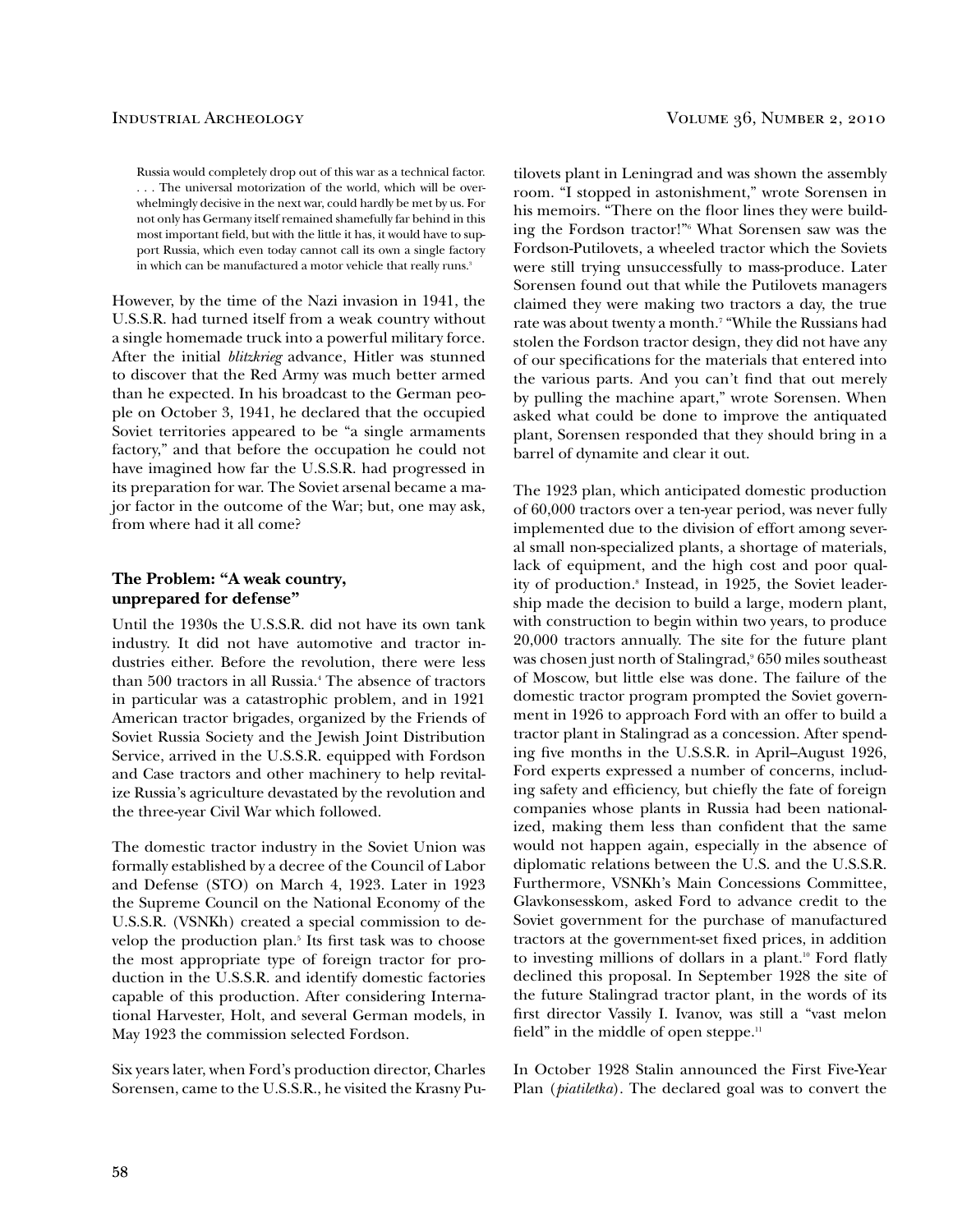> Russia would completely drop out of this war as a technical factor. . . . The universal motorization of the world, which will be overwhelmingly decisive in the next war, could hardly be met by us. For not only has Germany itself remained shamefully far behind in this most important field, but with the little it has, it would have to support Russia, which even today cannot call its own a single factory in which can be manufactured a motor vehicle that really runs.[3]

However, by the time of the Nazi invasion in 1941, the U.S.S.R. had turned itself from a weak country without a single homemade truck into a powerful military force. After the initial *blitzkrieg* advance, Hitler was stunned to discover that the Red Army was much better armed than he expected. In his broadcast to the German people on October 3, 1941, he declared that the occupied Soviet territories appeared to be "a single armaments factory," and that before the occupation he could not have imagined how far the U.S.S.R. had progressed in its preparation for war. The Soviet arsenal became a major factor in the outcome of the War; but, one may ask, from where had it all come?

## The Problem: "A weak country, unprepared for defense"

Until the 1930s the U.S.S.R. did not have its own tank industry. It did not have automotive and tractor industries either. Before the revolution, there were less than 500 tractors in all Russia.[4] The absence of tractors in particular was a catastrophic problem, and in 1921 American tractor brigades, organized by the Friends of Soviet Russia Society and the Jewish Joint Distribution Service, arrived in the U.S.S.R. equipped with Fordson and Case tractors and other machinery to help revitalize Russia's agriculture devastated by the revolution and the three-year Civil War which followed.

The domestic tractor industry in the Soviet Union was formally established by a decree of the Council of Labor and Defense (STO) on March 4, 1923. Later in 1923 the Supreme Council on the National Economy of the U.S.S.R. (VSNKh) created a special commission to develop the production plan.[5] Its first task was to choose the most appropriate type of foreign tractor for production in the U.S.S.R. and identify domestic factories capable of this production. After considering International Harvester, Holt, and several German models, in May 1923 the commission selected Fordson.

Six years later, when Ford's production director, Charles Sorensen, came to the U.S.S.R., he visited the Krasny Putilovets plant in Leningrad and was shown the assembly room. "I stopped in astonishment," wrote Sorensen in his memoirs. "There on the floor lines they were building the Fordson tractor!"[6] What Sorensen saw was the Fordson-Putilovets, a wheeled tractor which the Soviets were still trying unsuccessfully to mass-produce. Later Sorensen found out that while the Putilovets managers claimed they were making two tractors a day, the true rate was about twenty a month.[7] "While the Russians had stolen the Fordson tractor design, they did not have any of our specifications for the materials that entered into the various parts. And you can't find that out merely by pulling the machine apart," wrote Sorensen. When asked what could be done to improve the antiquated plant, Sorensen responded that they should bring in a barrel of dynamite and clear it out.

The 1923 plan, which anticipated domestic production of 60,000 tractors over a ten-year period, was never fully implemented due to the division of effort among several small non-specialized plants, a shortage of materials, lack of equipment, and the high cost and poor quality of production.[8] Instead, in 1925, the Soviet leadership made the decision to build a large, modern plant, with construction to begin within two years, to produce 20,000 tractors annually. The site for the future plant was chosen just north of Stalingrad,[9] 650 miles southeast of Moscow, but little else was done. The failure of the domestic tractor program prompted the Soviet government in 1926 to approach Ford with an offer to build a tractor plant in Stalingrad as a concession. After spending five months in the U.S.S.R. in April–August 1926, Ford experts expressed a number of concerns, including safety and efficiency, but chiefly the fate of foreign companies whose plants in Russia had been nationalized, making them less than confident that the same would not happen again, especially in the absence of diplomatic relations between the U.S. and the U.S.S.R. Furthermore, VSNKh's Main Concessions Committee, Glavkonsesskom, asked Ford to advance credit to the Soviet government for the purchase of manufactured tractors at the government-set fixed prices, in addition to investing millions of dollars in a plant.[10] Ford flatly declined this proposal. In September 1928 the site of the future Stalingrad tractor plant, in the words of its first director Vassily I. Ivanov, was still a "vast melon field" in the middle of open steppe.[11]

In October 1928 Stalin announced the First Five-Year Plan (*piatiletka*). The declared goal was to convert the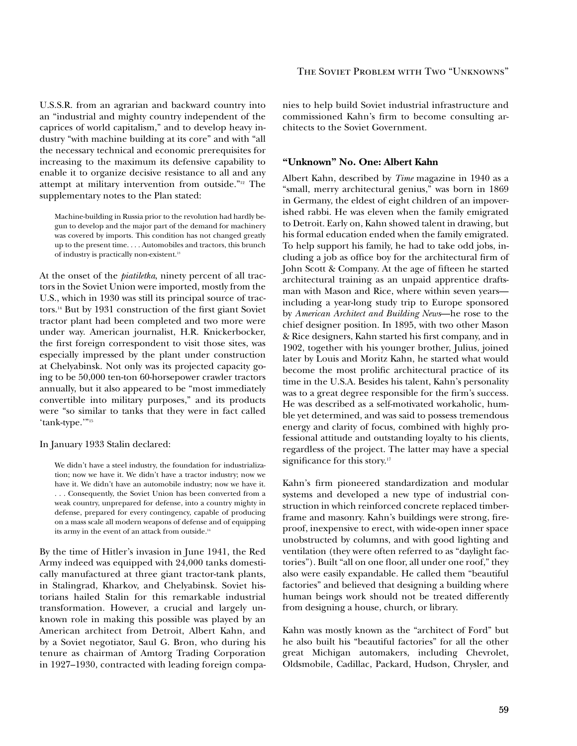U.S.S.R. from an agrarian and backward country into an "industrial and mighty country independent of the caprices of world capitalism," and to develop heavy industry "with machine building at its core" and with "all the necessary technical and economic prerequisites for increasing to the maximum its defensive capability to enable it to organize decisive resistance to all and any attempt at military intervention from outside."[12] The supplementary notes to the Plan stated:

> Machine-building in Russia prior to the revolution had hardly begun to develop and the major part of the demand for machinery was covered by imports. This condition has not changed greatly up to the present time. . . . Automobiles and tractors, this brunch of industry is practically non-existent.[13]

At the onset of the *piatiletka*, ninety percent of all tractors in the Soviet Union were imported, mostly from the U.S., which in 1930 was still its principal source of tractors.[14] But by 1931 construction of the first giant Soviet tractor plant had been completed and two more were under way. American journalist, H.R. Knickerbocker, the first foreign correspondent to visit those sites, was especially impressed by the plant under construction at Chelyabinsk. Not only was its projected capacity going to be 50,000 ten-ton 60-horsepower crawler tractors annually, but it also appeared to be "most immediately convertible into military purposes," and its products were "so similar to tanks that they were in fact called 'tank-type.'"[15]

In January 1933 Stalin declared:

> We didn't have a steel industry, the foundation for industrialization; now we have it. We didn't have a tractor industry; now we have it. We didn't have an automobile industry; now we have it. . . . Consequently, the Soviet Union has been converted from a weak country, unprepared for defense, into a country mighty in defense, prepared for every contingency, capable of producing on a mass scale all modern weapons of defense and of equipping its army in the event of an attack from outside.[16]

By the time of Hitler's invasion in June 1941, the Red Army indeed was equipped with 24,000 tanks domestically manufactured at three giant tractor-tank plants, in Stalingrad, Kharkov, and Chelyabinsk. Soviet historians hailed Stalin for this remarkable industrial transformation. However, a crucial and largely unknown role in making this possible was played by an American architect from Detroit, Albert Kahn, and by a Soviet negotiator, Saul G. Bron, who during his tenure as chairman of Amtorg Trading Corporation in 1927–1930, contracted with leading foreign companies to help build Soviet industrial infrastructure and commissioned Kahn's firm to become consulting architects to the Soviet Government.

### "Unknown" No. One: Albert Kahn

Albert Kahn, described by *Time* magazine in 1940 as a "small, merry architectural genius," was born in 1869 in Germany, the eldest of eight children of an impoverished rabbi. He was eleven when the family emigrated to Detroit. Early on, Kahn showed talent in drawing, but his formal education ended when the family emigrated. To help support his family, he had to take odd jobs, including a job as office boy for the architectural firm of John Scott & Company. At the age of fifteen he started architectural training as an unpaid apprentice draftsman with Mason and Rice, where within seven years—including a year-long study trip to Europe sponsored by *American Architect and Building News*—he rose to the chief designer position. In 1895, with two other Mason & Rice designers, Kahn started his first company, and in 1902, together with his younger brother, Julius, joined later by Louis and Moritz Kahn, he started what would become the most prolific architectural practice of its time in the U.S.A. Besides his talent, Kahn's personality was to a great degree responsible for the firm's success. He was described as a self-motivated workaholic, humble yet determined, and was said to possess tremendous energy and clarity of focus, combined with highly professional attitude and outstanding loyalty to his clients, regardless of the project. The latter may have a special significance for this story.[17]

Kahn's firm pioneered standardization and modular systems and developed a new type of industrial construction in which reinforced concrete replaced timber-frame and masonry. Kahn's buildings were strong, fireproof, inexpensive to erect, with wide-open inner space unobstructed by columns, and with good lighting and ventilation (they were often referred to as "daylight factories"). Built "all on one floor, all under one roof," they also were easily expandable. He called them "beautiful factories" and believed that designing a building where human beings work should not be treated differently from designing a house, church, or library.

Kahn was mostly known as the "architect of Ford" but he also built his "beautiful factories" for all the other great Michigan automakers, including Chevrolet, Oldsmobile, Cadillac, Packard, Hudson, Chrysler, and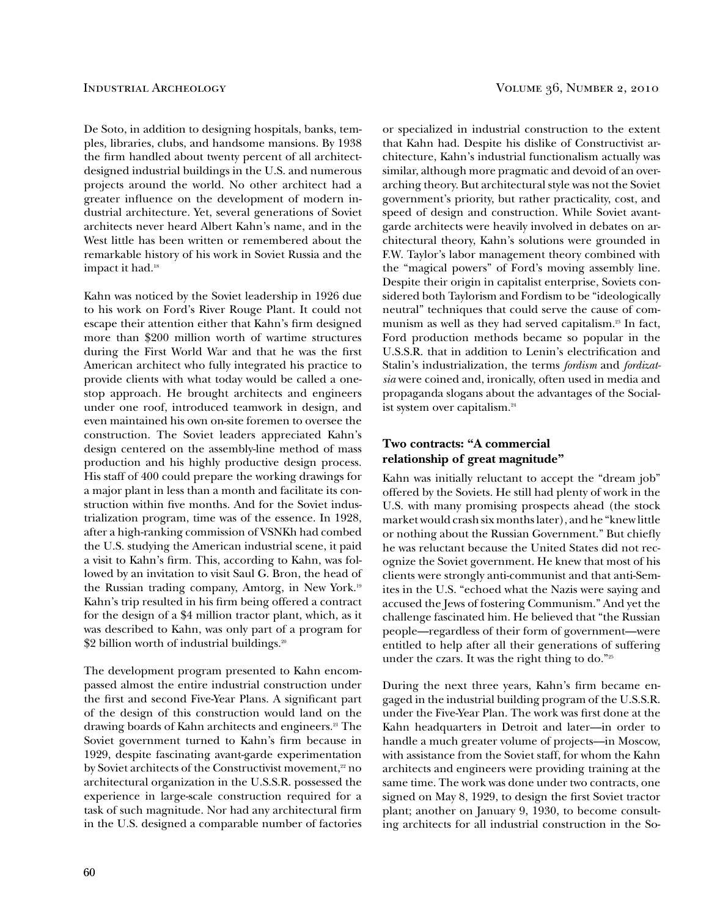De Soto, in addition to designing hospitals, banks, temples, libraries, clubs, and handsome mansions. By 1938 the firm handled about twenty percent of all architect-designed industrial buildings in the U.S. and numerous projects around the world. No other architect had a greater influence on the development of modern industrial architecture. Yet, several generations of Soviet architects never heard Albert Kahn's name, and in the West little has been written or remembered about the remarkable history of his work in Soviet Russia and the impact it had.[18]

Kahn was noticed by the Soviet leadership in 1926 due to his work on Ford's River Rouge Plant. It could not escape their attention either that Kahn's firm designed more than $200 million worth of wartime structures during the First World War and that he was the first American architect who fully integrated his practice to provide clients with what today would be called a one-stop approach. He brought architects and engineers under one roof, introduced teamwork in design, and even maintained his own on-site foremen to oversee the construction. The Soviet leaders appreciated Kahn's design centered on the assembly-line method of mass production and his highly productive design process. His staff of 400 could prepare the working drawings for a major plant in less than a month and facilitate its construction within five months. And for the Soviet industrialization program, time was of the essence. In 1928, after a high-ranking commission of VSNKh had combed the U.S. studying the American industrial scene, it paid a visit to Kahn's firm. This, according to Kahn, was followed by an invitation to visit Saul G. Bron, the head of the Russian trading company, Amtorg, in New York.[19] Kahn's trip resulted in his firm being offered a contract for the design of a $4 million tractor plant, which, as it was described to Kahn, was only part of a program for $2 billion worth of industrial buildings.[20]

The development program presented to Kahn encompassed almost the entire industrial construction under the first and second Five-Year Plans. A significant part of the design of this construction would land on the drawing boards of Kahn architects and engineers.[21] The Soviet government turned to Kahn's firm because in 1929, despite fascinating avant-garde experimentation by Soviet architects of the Constructivist movement,[22] no architectural organization in the U.S.S.R. possessed the experience in large-scale construction required for a task of such magnitude. Nor had any architectural firm in the U.S. designed a comparable number of factories or specialized in industrial construction to the extent that Kahn had. Despite his dislike of Constructivist architecture, Kahn's industrial functionalism actually was similar, although more pragmatic and devoid of an overarching theory. But architectural style was not the Soviet government's priority, but rather practicality, cost, and speed of design and construction. While Soviet avant-garde architects were heavily involved in debates on architectural theory, Kahn's solutions were grounded in F.W. Taylor's labor management theory combined with the "magical powers" of Ford's moving assembly line. Despite their origin in capitalist enterprise, Soviets considered both Taylorism and Fordism to be "ideologically neutral" techniques that could serve the cause of communism as well as they had served capitalism.[23] In fact, Ford production methods became so popular in the U.S.S.R. that in addition to Lenin's electrification and Stalin's industrialization, the terms *fordism* and *fordizatsia* were coined and, ironically, often used in media and propaganda slogans about the advantages of the Socialist system over capitalism.[24]

### Two contracts: "A commercial relationship of great magnitude"

Kahn was initially reluctant to accept the "dream job" offered by the Soviets. He still had plenty of work in the U.S. with many promising prospects ahead (the stock market would crash six months later), and he "knew little or nothing about the Russian Government." But chiefly he was reluctant because the United States did not recognize the Soviet government. He knew that most of his clients were strongly anti-communist and that anti-Semites in the U.S. "echoed what the Nazis were saying and accused the Jews of fostering Communism." And yet the challenge fascinated him. He believed that "the Russian people—regardless of their form of government—were entitled to help after all their generations of suffering under the czars. It was the right thing to do."[25]

During the next three years, Kahn's firm became engaged in the industrial building program of the U.S.S.R. under the Five-Year Plan. The work was first done at the Kahn headquarters in Detroit and later—in order to handle a much greater volume of projects—in Moscow, with assistance from the Soviet staff, for whom the Kahn architects and engineers were providing training at the same time. The work was done under two contracts, one signed on May 8, 1929, to design the first Soviet tractor plant; another on January 9, 1930, to become consulting architects for all industrial construction in the So-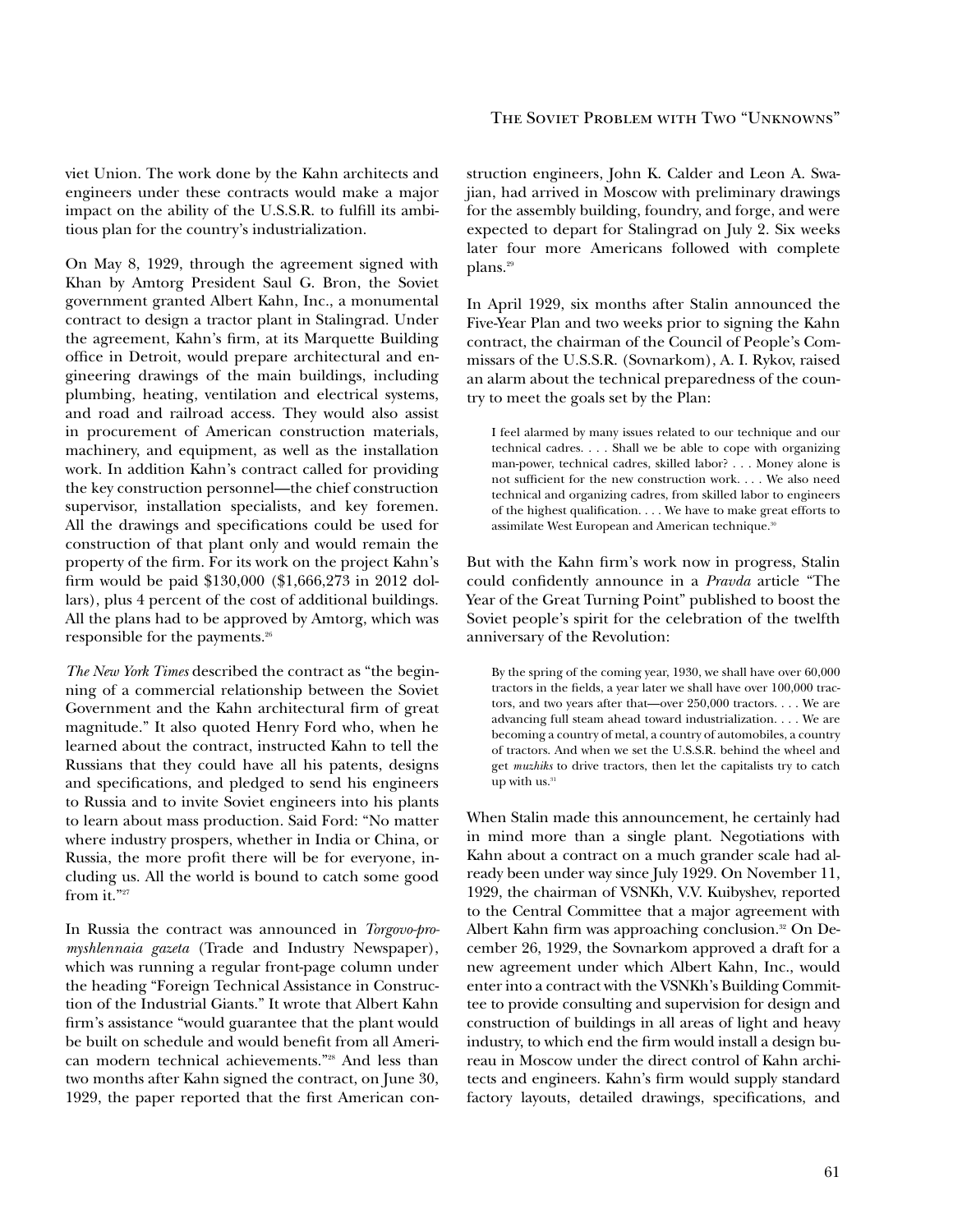viet Union. The work done by the Kahn architects and engineers under these contracts would make a major impact on the ability of the U.S.S.R. to fulfill its ambitious plan for the country's industrialization.

On May 8, 1929, through the agreement signed with Khan by Amtorg President Saul G. Bron, the Soviet government granted Albert Kahn, Inc., a monumental contract to design a tractor plant in Stalingrad. Under the agreement, Kahn's firm, at its Marquette Building office in Detroit, would prepare architectural and engineering drawings of the main buildings, including plumbing, heating, ventilation and electrical systems, and road and railroad access. They would also assist in procurement of American construction materials, machinery, and equipment, as well as the installation work. In addition Kahn's contract called for providing the key construction personnel—the chief construction supervisor, installation specialists, and key foremen. All the drawings and specifications could be used for construction of that plant only and would remain the property of the firm. For its work on the project Kahn's firm would be paid $130,000 ($1,666,273 in 2012 dollars), plus 4 percent of the cost of additional buildings. All the plans had to be approved by Amtorg, which was responsible for the payments.[26]

*The New York Times* described the contract as "the beginning of a commercial relationship between the Soviet Government and the Kahn architectural firm of great magnitude." It also quoted Henry Ford who, when he learned about the contract, instructed Kahn to tell the Russians that they could have all his patents, designs and specifications, and pledged to send his engineers to Russia and to invite Soviet engineers into his plants to learn about mass production. Said Ford: "No matter where industry prospers, whether in India or China, or Russia, the more profit there will be for everyone, including us. All the world is bound to catch some good from it."[27]

In Russia the contract was announced in *Torgovo-promyshlennaia gazeta* (Trade and Industry Newspaper), which was running a regular front-page column under the heading "Foreign Technical Assistance in Construction of the Industrial Giants." It wrote that Albert Kahn firm's assistance "would guarantee that the plant would be built on schedule and would benefit from all American modern technical achievements."[28] And less than two months after Kahn signed the contract, on June 30, 1929, the paper reported that the first American construction engineers, John K. Calder and Leon A. Swajian, had arrived in Moscow with preliminary drawings for the assembly building, foundry, and forge, and were expected to depart for Stalingrad on July 2. Six weeks later four more Americans followed with complete plans.[29]

In April 1929, six months after Stalin announced the Five-Year Plan and two weeks prior to signing the Kahn contract, the chairman of the Council of People's Commissars of the U.S.S.R. (Sovnarkom), A. I. Rykov, raised an alarm about the technical preparedness of the country to meet the goals set by the Plan:

> I feel alarmed by many issues related to our technique and our technical cadres. . . . Shall we be able to cope with organizing man-power, technical cadres, skilled labor? . . . Money alone is not sufficient for the new construction work. . . . We also need technical and organizing cadres, from skilled labor to engineers of the highest qualification. . . . We have to make great efforts to assimilate West European and American technique.[30]

But with the Kahn firm's work now in progress, Stalin could confidently announce in a *Pravda* article "The Year of the Great Turning Point" published to boost the Soviet people's spirit for the celebration of the twelfth anniversary of the Revolution:

> By the spring of the coming year, 1930, we shall have over 60,000 tractors in the fields, a year later we shall have over 100,000 tractors, and two years after that—over 250,000 tractors. . . . We are advancing full steam ahead toward industrialization. . . . We are becoming a country of metal, a country of automobiles, a country of tractors. And when we set the U.S.S.R. behind the wheel and get *muzhiks* to drive tractors, then let the capitalists try to catch up with us.[31]

When Stalin made this announcement, he certainly had in mind more than a single plant. Negotiations with Kahn about a contract on a much grander scale had already been under way since July 1929. On November 11, 1929, the chairman of VSNKh, V.V. Kuibyshev, reported to the Central Committee that a major agreement with Albert Kahn firm was approaching conclusion.[32] On December 26, 1929, the Sovnarkom approved a draft for a new agreement under which Albert Kahn, Inc., would enter into a contract with the VSNKh's Building Committee to provide consulting and supervision for design and construction of buildings in all areas of light and heavy industry, to which end the firm would install a design bureau in Moscow under the direct control of Kahn architects and engineers. Kahn's firm would supply standard factory layouts, detailed drawings, specifications, and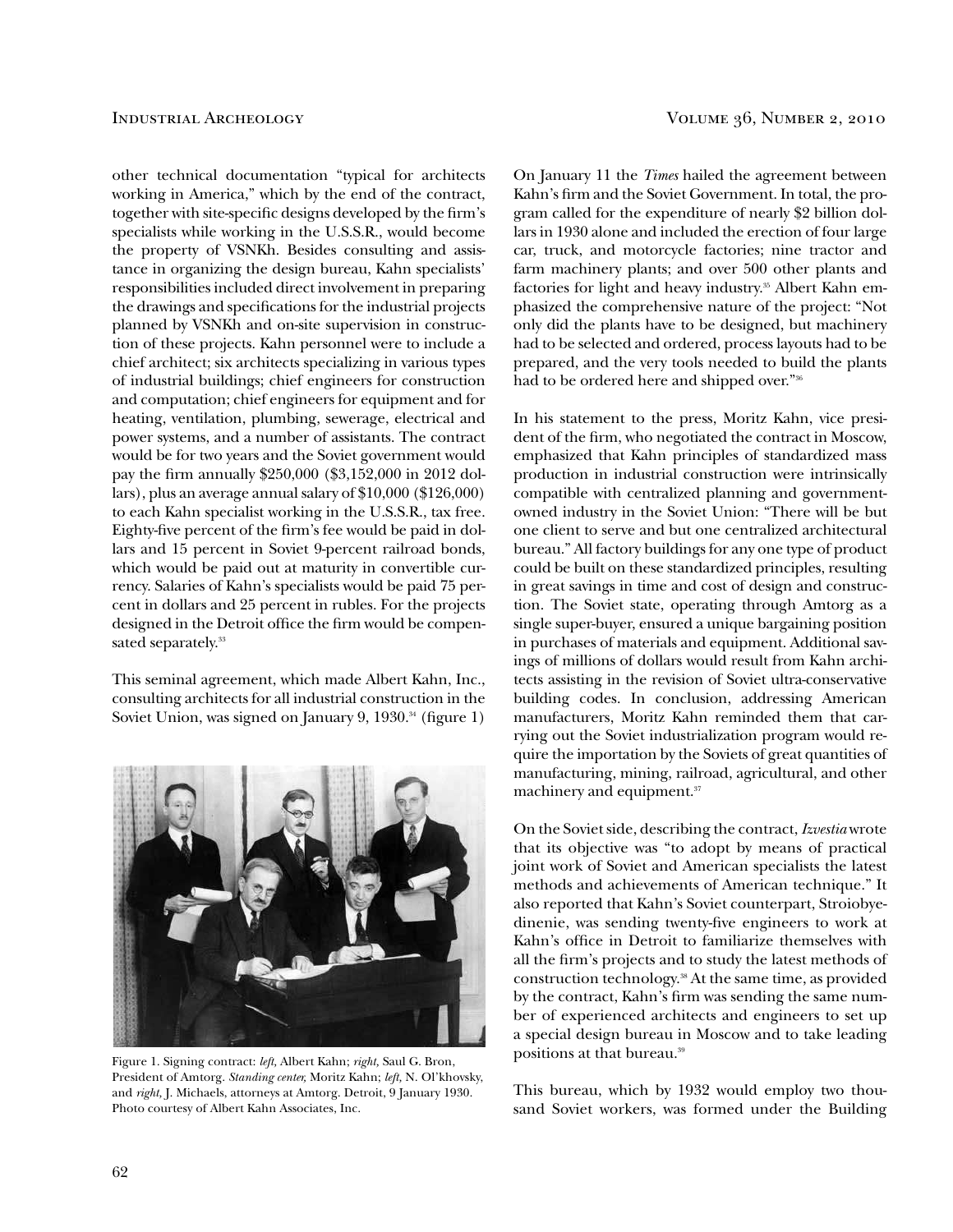other technical documentation "typical for architects working in America," which by the end of the contract, together with site-specific designs developed by the firm's specialists while working in the U.S.S.R., would become the property of VSNKh. Besides consulting and assistance in organizing the design bureau, Kahn specialists' responsibilities included direct involvement in preparing the drawings and specifications for the industrial projects planned by VSNKh and on-site supervision in construction of these projects. Kahn personnel were to include a chief architect; six architects specializing in various types of industrial buildings; chief engineers for construction and computation; chief engineers for equipment and for heating, ventilation, plumbing, sewerage, electrical and power systems, and a number of assistants. The contract would be for two years and the Soviet government would pay the firm annually $250,000 ($3,152,000 in 2012 dollars), plus an average annual salary of $10,000 ($126,000) to each Kahn specialist working in the U.S.S.R., tax free. Eighty-five percent of the firm's fee would be paid in dollars and 15 percent in Soviet 9-percent railroad bonds, which would be paid out at maturity in convertible currency. Salaries of Kahn's specialists would be paid 75 percent in dollars and 25 percent in rubles. For the projects designed in the Detroit office the firm would be compensated separately.[33]

This seminal agreement, which made Albert Kahn, Inc., consulting architects for all industrial construction in the Soviet Union, was signed on January 9, 1930.[34] (figure 1)

Figure 1. Signing contract: *left,* Albert Kahn; *right,* Saul G. Bron, President of Amtorg. *Standing center,* Moritz Kahn; *left,* N. Ol'khovsky, and *right,* J. Michaels, attorneys at Amtorg. Detroit, 9 January 1930. Photo courtesy of Albert Kahn Associates, Inc.

On January 11 the *Times* hailed the agreement between Kahn's firm and the Soviet Government. In total, the program called for the expenditure of nearly $2 billion dollars in 1930 alone and included the erection of four large car, truck, and motorcycle factories; nine tractor and farm machinery plants; and over 500 other plants and factories for light and heavy industry.[35] Albert Kahn emphasized the comprehensive nature of the project: "Not only did the plants have to be designed, but machinery had to be selected and ordered, process layouts had to be prepared, and the very tools needed to build the plants had to be ordered here and shipped over."[36]

In his statement to the press, Moritz Kahn, vice president of the firm, who negotiated the contract in Moscow, emphasized that Kahn principles of standardized mass production in industrial construction were intrinsically compatible with centralized planning and government-owned industry in the Soviet Union: "There will be but one client to serve and but one centralized architectural bureau." All factory buildings for any one type of product could be built on these standardized principles, resulting in great savings in time and cost of design and construction. The Soviet state, operating through Amtorg as a single super-buyer, ensured a unique bargaining position in purchases of materials and equipment. Additional savings of millions of dollars would result from Kahn architects assisting in the revision of Soviet ultra-conservative building codes. In conclusion, addressing American manufacturers, Moritz Kahn reminded them that carrying out the Soviet industrialization program would require the importation by the Soviets of great quantities of manufacturing, mining, railroad, agricultural, and other machinery and equipment.[37]

On the Soviet side, describing the contract, *Izvestia* wrote that its objective was "to adopt by means of practical joint work of Soviet and American specialists the latest methods and achievements of American technique." It also reported that Kahn's Soviet counterpart, Stroiobyedinenie, was sending twenty-five engineers to work at Kahn's office in Detroit to familiarize themselves with all the firm's projects and to study the latest methods of construction technology.[38] At the same time, as provided by the contract, Kahn's firm was sending the same number of experienced architects and engineers to set up a special design bureau in Moscow and to take leading positions at that bureau.[39]

This bureau, which by 1932 would employ two thousand Soviet workers, was formed under the Building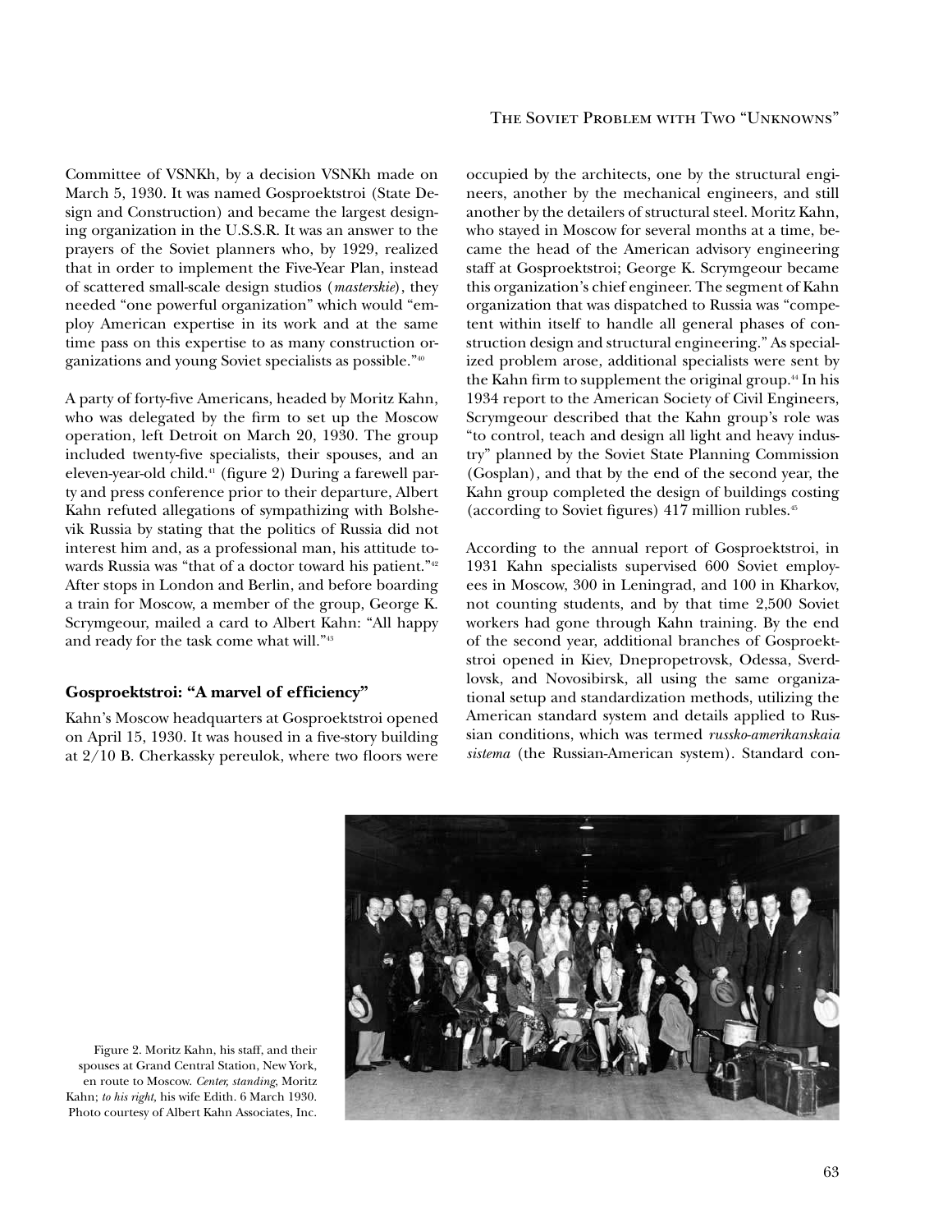Committee of VSNKh, by a decision VSNKh made on March 5, 1930. It was named Gosproektstroi (State Design and Construction) and became the largest designing organization in the U.S.S.R. It was an answer to the prayers of the Soviet planners who, by 1929, realized that in order to implement the Five-Year Plan, instead of scattered small-scale design studios (*masterskie*), they needed "one powerful organization" which would "employ American expertise in its work and at the same time pass on this expertise to as many construction organizations and young Soviet specialists as possible."[40]

A party of forty-five Americans, headed by Moritz Kahn, who was delegated by the firm to set up the Moscow operation, left Detroit on March 20, 1930. The group included twenty-five specialists, their spouses, and an eleven-year-old child.[41] (figure 2) During a farewell party and press conference prior to their departure, Albert Kahn refuted allegations of sympathizing with Bolshevik Russia by stating that the politics of Russia did not interest him and, as a professional man, his attitude towards Russia was "that of a doctor toward his patient."[42] After stops in London and Berlin, and before boarding a train for Moscow, a member of the group, George K. Scrymgeour, mailed a card to Albert Kahn: "All happy and ready for the task come what will."[43]

### Gosproektstroi: "A marvel of efficiency"

Kahn's Moscow headquarters at Gosproektstroi opened on April 15, 1930. It was housed in a five-story building at 2/10 B. Cherkassky pereulok, where two floors were occupied by the architects, one by the structural engineers, another by the mechanical engineers, and still another by the detailers of structural steel. Moritz Kahn, who stayed in Moscow for several months at a time, became the head of the American advisory engineering staff at Gosproektstroi; George K. Scrymgeour became this organization's chief engineer. The segment of Kahn organization that was dispatched to Russia was "competent within itself to handle all general phases of construction design and structural engineering." As specialized problem arose, additional specialists were sent by the Kahn firm to supplement the original group.[44] In his 1934 report to the American Society of Civil Engineers, Scrymgeour described that the Kahn group's role was "to control, teach and design all light and heavy industry" planned by the Soviet State Planning Commission (Gosplan), and that by the end of the second year, the Kahn group completed the design of buildings costing (according to Soviet figures) 417 million rubles.[45]

According to the annual report of Gosproektstroi, in 1931 Kahn specialists supervised 600 Soviet employees in Moscow, 300 in Leningrad, and 100 in Kharkov, not counting students, and by that time 2,500 Soviet workers had gone through Kahn training. By the end of the second year, additional branches of Gosproektstroi opened in Kiev, Dnepropetrovsk, Odessa, Sverdlovsk, and Novosibirsk, all using the same organizational setup and standardization methods, utilizing the American standard system and details applied to Russian conditions, which was termed *russko-amerikanskaia sistema* (the Russian-American system). Standard con-

Figure 2. Moritz Kahn, his staff, and their spouses at Grand Central Station, New York, en route to Moscow. *Center, standing,* Moritz Kahn; *to his right,* his wife Edith. 6 March 1930. Photo courtesy of Albert Kahn Associates, Inc.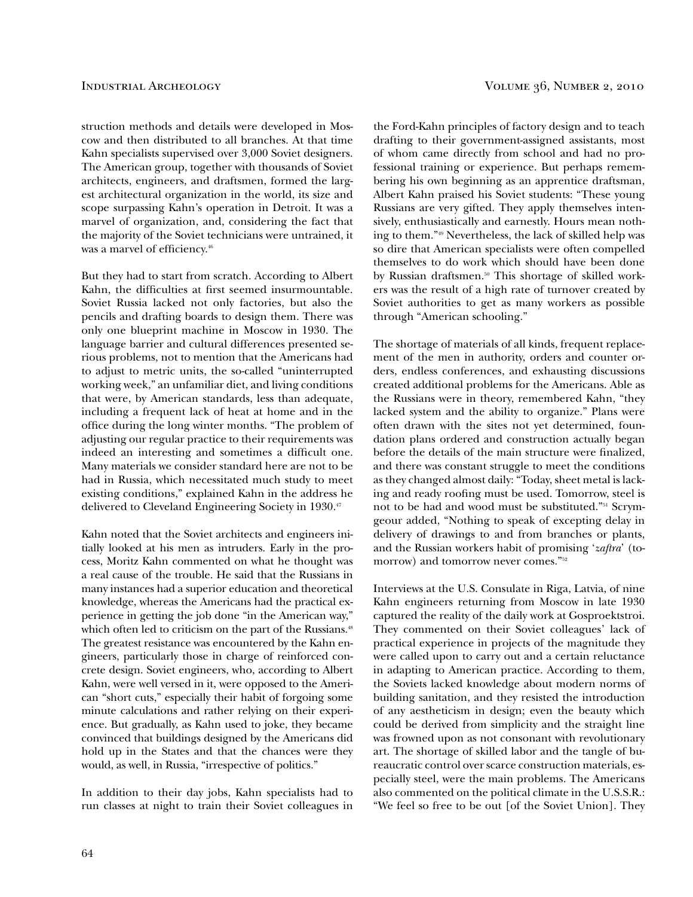struction methods and details were developed in Moscow and then distributed to all branches. At that time Kahn specialists supervised over 3,000 Soviet designers. The American group, together with thousands of Soviet architects, engineers, and draftsmen, formed the largest architectural organization in the world, its size and scope surpassing Kahn's operation in Detroit. It was a marvel of organization, and, considering the fact that the majority of the Soviet technicians were untrained, it was a marvel of efficiency.[46]

But they had to start from scratch. According to Albert Kahn, the difficulties at first seemed insurmountable. Soviet Russia lacked not only factories, but also the pencils and drafting boards to design them. There was only one blueprint machine in Moscow in 1930. The language barrier and cultural differences presented serious problems, not to mention that the Americans had to adjust to metric units, the so-called "uninterrupted working week," an unfamiliar diet, and living conditions that were, by American standards, less than adequate, including a frequent lack of heat at home and in the office during the long winter months. "The problem of adjusting our regular practice to their requirements was indeed an interesting and sometimes a difficult one. Many materials we consider standard here are not to be had in Russia, which necessitated much study to meet existing conditions," explained Kahn in the address he delivered to Cleveland Engineering Society in 1930.[47]

Kahn noted that the Soviet architects and engineers initially looked at his men as intruders. Early in the process, Moritz Kahn commented on what he thought was a real cause of the trouble. He said that the Russians in many instances had a superior education and theoretical knowledge, whereas the Americans had the practical experience in getting the job done "in the American way," which often led to criticism on the part of the Russians.[48] The greatest resistance was encountered by the Kahn engineers, particularly those in charge of reinforced concrete design. Soviet engineers, who, according to Albert Kahn, were well versed in it, were opposed to the American "short cuts," especially their habit of forgoing some minute calculations and rather relying on their experience. But gradually, as Kahn used to joke, they became convinced that buildings designed by the Americans did hold up in the States and that the chances were they would, as well, in Russia, "irrespective of politics."

In addition to their day jobs, Kahn specialists had to run classes at night to train their Soviet colleagues in the Ford-Kahn principles of factory design and to teach drafting to their government-assigned assistants, most of whom came directly from school and had no professional training or experience. But perhaps remembering his own beginning as an apprentice draftsman, Albert Kahn praised his Soviet students: "These young Russians are very gifted. They apply themselves intensively, enthusiastically and earnestly. Hours mean nothing to them."[49] Nevertheless, the lack of skilled help was so dire that American specialists were often compelled themselves to do work which should have been done by Russian draftsmen.[50] This shortage of skilled workers was the result of a high rate of turnover created by Soviet authorities to get as many workers as possible through "American schooling."

The shortage of materials of all kinds, frequent replacement of the men in authority, orders and counter orders, endless conferences, and exhausting discussions created additional problems for the Americans. Able as the Russians were in theory, remembered Kahn, "they lacked system and the ability to organize." Plans were often drawn with the sites not yet determined, foundation plans ordered and construction actually began before the details of the main structure were finalized, and there was constant struggle to meet the conditions as they changed almost daily: "Today, sheet metal is lacking and ready roofing must be used. Tomorrow, steel is not to be had and wood must be substituted."[51] Scrymgeour added, "Nothing to speak of excepting delay in delivery of drawings to and from branches or plants, and the Russian workers habit of promising '*zaftra*' (tomorrow) and tomorrow never comes."[52]

Interviews at the U.S. Consulate in Riga, Latvia, of nine Kahn engineers returning from Moscow in late 1930 captured the reality of the daily work at Gosproektstroi. They commented on their Soviet colleagues' lack of practical experience in projects of the magnitude they were called upon to carry out and a certain reluctance in adapting to American practice. According to them, the Soviets lacked knowledge about modern norms of building sanitation, and they resisted the introduction of any aestheticism in design; even the beauty which could be derived from simplicity and the straight line was frowned upon as not consonant with revolutionary art. The shortage of skilled labor and the tangle of bureaucratic control over scarce construction materials, especially steel, were the main problems. The Americans also commented on the political climate in the U.S.S.R.: "We feel so free to be out [of the Soviet Union]. They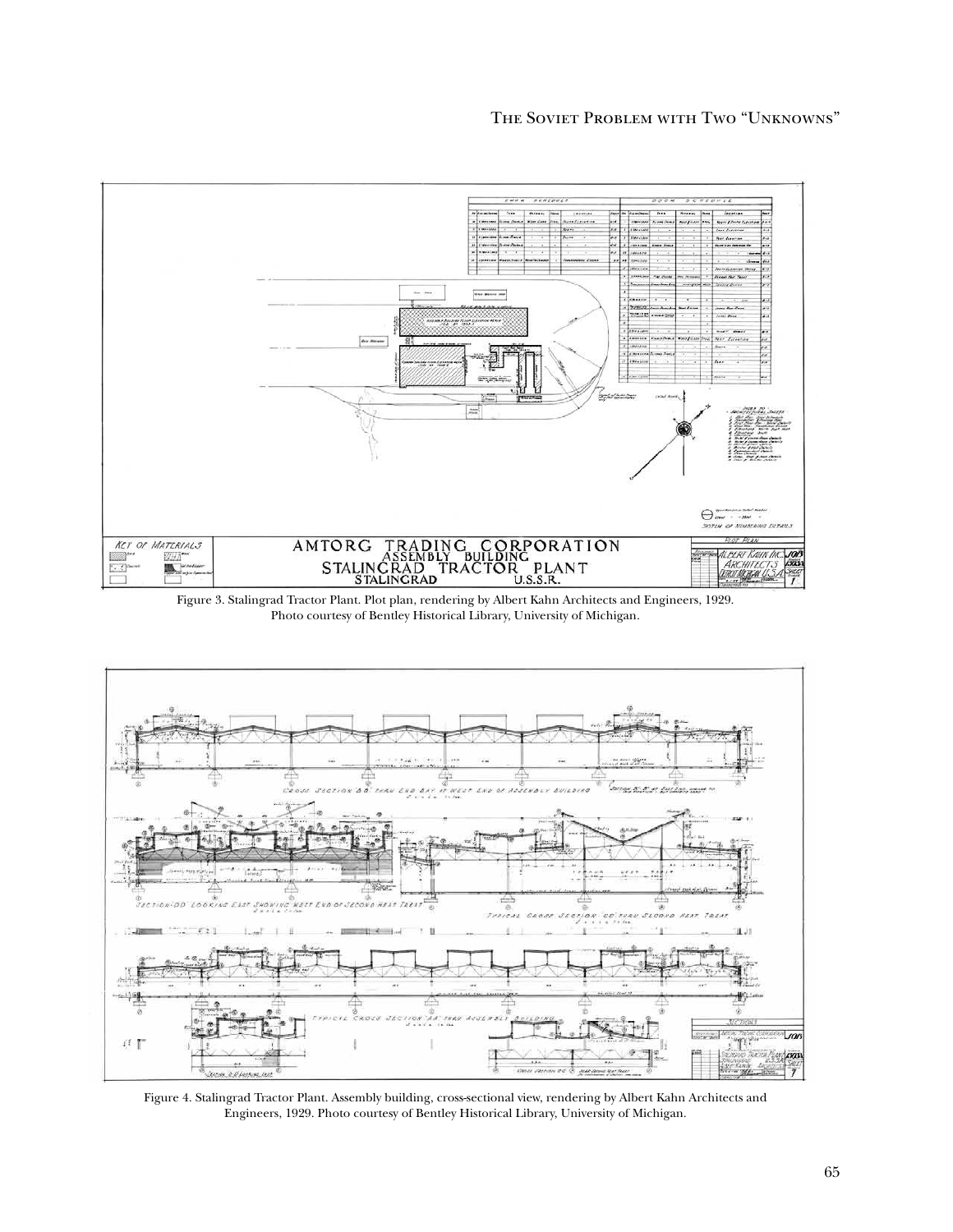Figure 3. Stalingrad Tractor Plant. Plot plan, rendering by Albert Kahn Architects and Engineers, 1929. Photo courtesy of Bentley Historical Library, University of Michigan.

Figure 4. Stalingrad Tractor Plant. Assembly building, cross-sectional view, rendering by Albert Kahn Architects and Engineers, 1929. Photo courtesy of Bentley Historical Library, University of Michigan.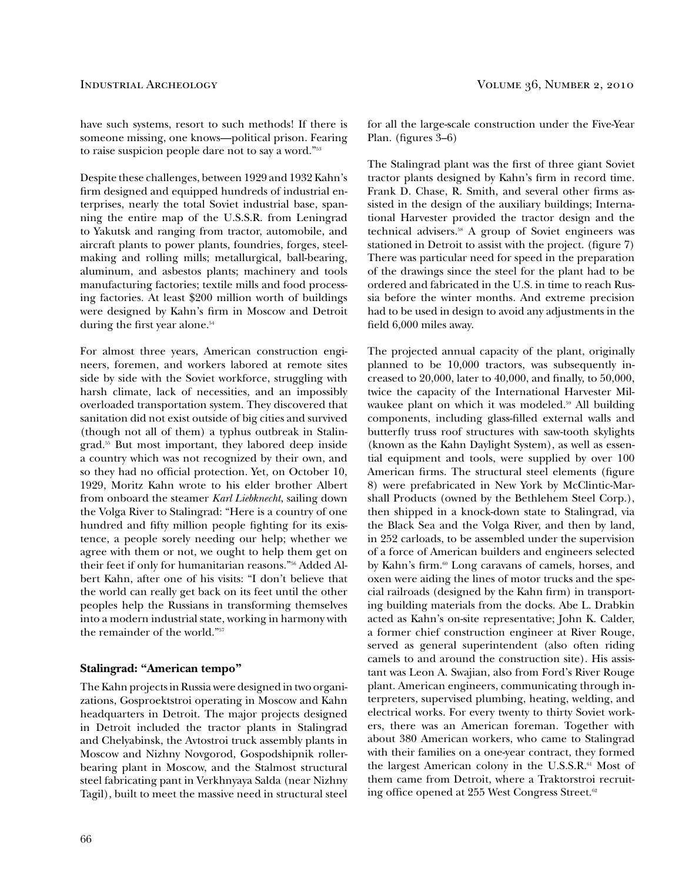have such systems, resort to such methods! If there is someone missing, one knows—political prison. Fearing to raise suspicion people dare not to say a word."[53]

Despite these challenges, between 1929 and 1932 Kahn's firm designed and equipped hundreds of industrial enterprises, nearly the total Soviet industrial base, spanning the entire map of the U.S.S.R. from Leningrad to Yakutsk and ranging from tractor, automobile, and aircraft plants to power plants, foundries, forges, steel-making and rolling mills; metallurgical, ball-bearing, aluminum, and asbestos plants; machinery and tools manufacturing factories; textile mills and food processing factories. At least $200 million worth of buildings were designed by Kahn's firm in Moscow and Detroit during the first year alone.[54]

For almost three years, American construction engineers, foremen, and workers labored at remote sites side by side with the Soviet workforce, struggling with harsh climate, lack of necessities, and an impossibly overloaded transportation system. They discovered that sanitation did not exist outside of big cities and survived (though not all of them) a typhus outbreak in Stalingrad.[55] But most important, they labored deep inside a country which was not recognized by their own, and so they had no official protection. Yet, on October 10, 1929, Moritz Kahn wrote to his elder brother Albert from onboard the steamer *Karl Liebknecht*, sailing down the Volga River to Stalingrad: "Here is a country of one hundred and fifty million people fighting for its existence, a people sorely needing our help; whether we agree with them or not, we ought to help them get on their feet if only for humanitarian reasons."[56] Added Albert Kahn, after one of his visits: "I don't believe that the world can really get back on its feet until the other peoples help the Russians in transforming themselves into a modern industrial state, working in harmony with the remainder of the world."[57]

### Stalingrad: "American tempo"

The Kahn projects in Russia were designed in two organizations, Gosproektstroi operating in Moscow and Kahn headquarters in Detroit. The major projects designed in Detroit included the tractor plants in Stalingrad and Chelyabinsk, the Avtostroi truck assembly plants in Moscow and Nizhny Novgorod, Gospodshipnik roller-bearing plant in Moscow, and the Stalmost structural steel fabricating pant in Verkhnyaya Salda (near Nizhny Tagil), built to meet the massive need in structural steel for all the large-scale construction under the Five-Year Plan. (figures 3–6)

The Stalingrad plant was the first of three giant Soviet tractor plants designed by Kahn's firm in record time. Frank D. Chase, R. Smith, and several other firms assisted in the design of the auxiliary buildings; International Harvester provided the tractor design and the technical advisers.[58] A group of Soviet engineers was stationed in Detroit to assist with the project. (figure 7) There was particular need for speed in the preparation of the drawings since the steel for the plant had to be ordered and fabricated in the U.S. in time to reach Russia before the winter months. And extreme precision had to be used in design to avoid any adjustments in the field 6,000 miles away.

The projected annual capacity of the plant, originally planned to be 10,000 tractors, was subsequently increased to 20,000, later to 40,000, and finally, to 50,000, twice the capacity of the International Harvester Milwaukee plant on which it was modeled.[59] All building components, including glass-filled external walls and butterfly truss roof structures with saw-tooth skylights (known as the Kahn Daylight System), as well as essential equipment and tools, were supplied by over 100 American firms. The structural steel elements (figure 8) were prefabricated in New York by McClintic-Marshall Products (owned by the Bethlehem Steel Corp.), then shipped in a knock-down state to Stalingrad, via the Black Sea and the Volga River, and then by land, in 252 carloads, to be assembled under the supervision of a force of American builders and engineers selected by Kahn's firm.[60] Long caravans of camels, horses, and oxen were aiding the lines of motor trucks and the special railroads (designed by the Kahn firm) in transporting building materials from the docks. Abe L. Drabkin acted as Kahn's on-site representative; John K. Calder, a former chief construction engineer at River Rouge, served as general superintendent (also often riding camels to and around the construction site). His assistant was Leon A. Swajian, also from Ford's River Rouge plant. American engineers, communicating through interpreters, supervised plumbing, heating, welding, and electrical works. For every twenty to thirty Soviet workers, there was an American foreman. Together with about 380 American workers, who came to Stalingrad with their families on a one-year contract, they formed the largest American colony in the U.S.S.R.[61] Most of them came from Detroit, where a Traktorstroi recruiting office opened at 255 West Congress Street.[62]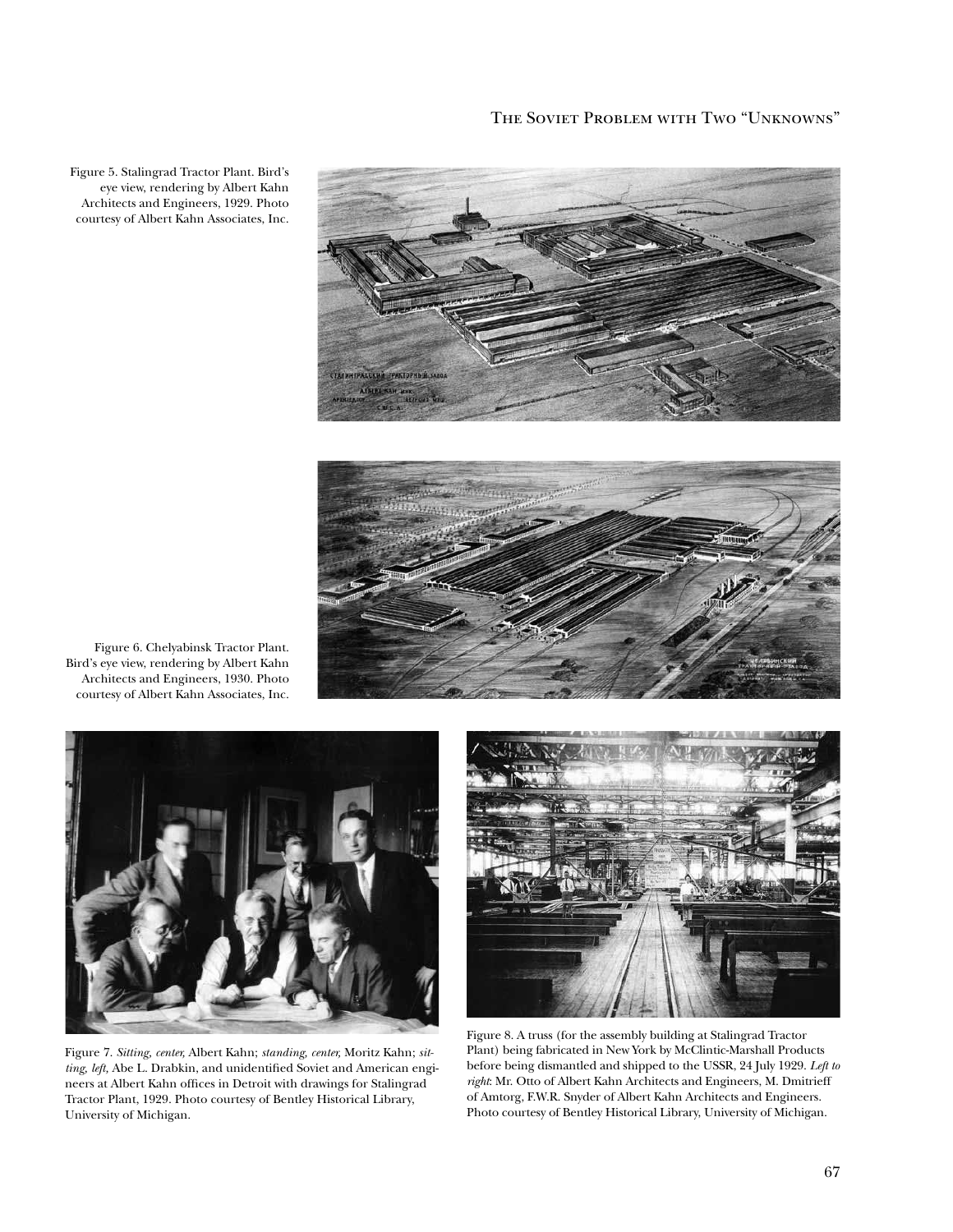Figure 5. Stalingrad Tractor Plant. Bird's eye view, rendering by Albert Kahn Architects and Engineers, 1929. Photo courtesy of Albert Kahn Associates, Inc.

Figure 6. Chelyabinsk Tractor Plant. Bird's eye view, rendering by Albert Kahn Architects and Engineers, 1930. Photo courtesy of Albert Kahn Associates, Inc.

Figure 7. *Sitting, center,* Albert Kahn; *standing, center,* Moritz Kahn; *sitting, left,* Abe L. Drabkin, and unidentified Soviet and American engineers at Albert Kahn offices in Detroit with drawings for Stalingrad Tractor Plant, 1929. Photo courtesy of Bentley Historical Library, University of Michigan.

Figure 8. A truss (for the assembly building at Stalingrad Tractor Plant) being fabricated in New York by McClintic-Marshall Products before being dismantled and shipped to the USSR, 24 July 1929. *Left to right*: Mr. Otto of Albert Kahn Architects and Engineers, M. Dmitrieff of Amtorg, F.W.R. Snyder of Albert Kahn Architects and Engineers. Photo courtesy of Bentley Historical Library, University of Michigan.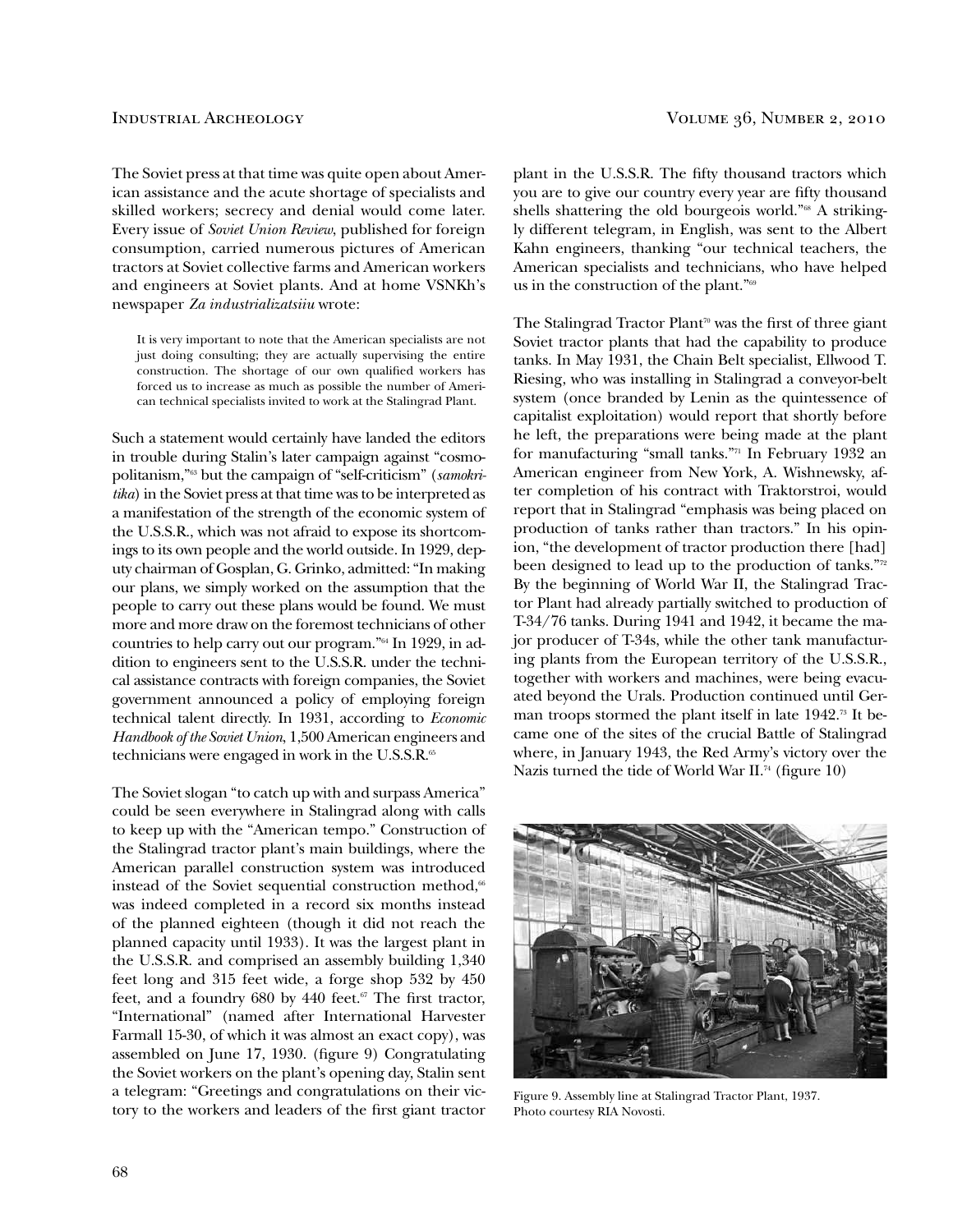The Soviet press at that time was quite open about American assistance and the acute shortage of specialists and skilled workers; secrecy and denial would come later. Every issue of *Soviet Union Review*, published for foreign consumption, carried numerous pictures of American tractors at Soviet collective farms and American workers and engineers at Soviet plants. And at home VSNKh's newspaper *Za industrializatsiiu* wrote:

> It is very important to note that the American specialists are not just doing consulting; they are actually supervising the entire construction. The shortage of our own qualified workers has forced us to increase as much as possible the number of American technical specialists invited to work at the Stalingrad Plant.

Such a statement would certainly have landed the editors in trouble during Stalin's later campaign against "cosmopolitanism,"[63] but the campaign of "self-criticism" (*samokritika*) in the Soviet press at that time was to be interpreted as a manifestation of the strength of the economic system of the U.S.S.R., which was not afraid to expose its shortcomings to its own people and the world outside. In 1929, deputy chairman of Gosplan, G. Grinko, admitted: "In making our plans, we simply worked on the assumption that the people to carry out these plans would be found. We must more and more draw on the foremost technicians of other countries to help carry out our program."[64] In 1929, in addition to engineers sent to the U.S.S.R. under the technical assistance contracts with foreign companies, the Soviet government announced a policy of employing foreign technical talent directly. In 1931, according to *Economic Handbook of the Soviet Union*, 1,500 American engineers and technicians were engaged in work in the U.S.S.R.[65]

The Soviet slogan "to catch up with and surpass America" could be seen everywhere in Stalingrad along with calls to keep up with the "American tempo." Construction of the Stalingrad tractor plant's main buildings, where the American parallel construction system was introduced instead of the Soviet sequential construction method,[66] was indeed completed in a record six months instead of the planned eighteen (though it did not reach the planned capacity until 1933). It was the largest plant in the U.S.S.R. and comprised an assembly building 1,340 feet long and 315 feet wide, a forge shop 532 by 450 feet, and a foundry 680 by 440 feet.[67] The first tractor, "International" (named after International Harvester Farmall 15-30, of which it was almost an exact copy), was assembled on June 17, 1930. (figure 9) Congratulating the Soviet workers on the plant's opening day, Stalin sent a telegram: "Greetings and congratulations on their victory to the workers and leaders of the first giant tractor plant in the U.S.S.R. The fifty thousand tractors which you are to give our country every year are fifty thousand shells shattering the old bourgeois world."[68] A strikingly different telegram, in English, was sent to the Albert Kahn engineers, thanking "our technical teachers, the American specialists and technicians, who have helped us in the construction of the plant."[69]

The Stalingrad Tractor Plant[70] was the first of three giant Soviet tractor plants that had the capability to produce tanks. In May 1931, the Chain Belt specialist, Ellwood T. Riesing, who was installing in Stalingrad a conveyor-belt system (once branded by Lenin as the quintessence of capitalist exploitation) would report that shortly before he left, the preparations were being made at the plant for manufacturing "small tanks."[71] In February 1932 an American engineer from New York, A. Wishnewsky, after completion of his contract with Traktorstroi, would report that in Stalingrad "emphasis was being placed on production of tanks rather than tractors." In his opinion, "the development of tractor production there [had] been designed to lead up to the production of tanks."[72] By the beginning of World War II, the Stalingrad Tractor Plant had already partially switched to production of T-34/76 tanks. During 1941 and 1942, it became the major producer of T-34s, while the other tank manufacturing plants from the European territory of the U.S.S.R., together with workers and machines, were being evacuated beyond the Urals. Production continued until German troops stormed the plant itself in late 1942.[73] It became one of the sites of the crucial Battle of Stalingrad where, in January 1943, the Red Army's victory over the Nazis turned the tide of World War II.[74] (figure 10)

Figure 9. Assembly line at Stalingrad Tractor Plant, 1937. Photo courtesy RIA Novosti.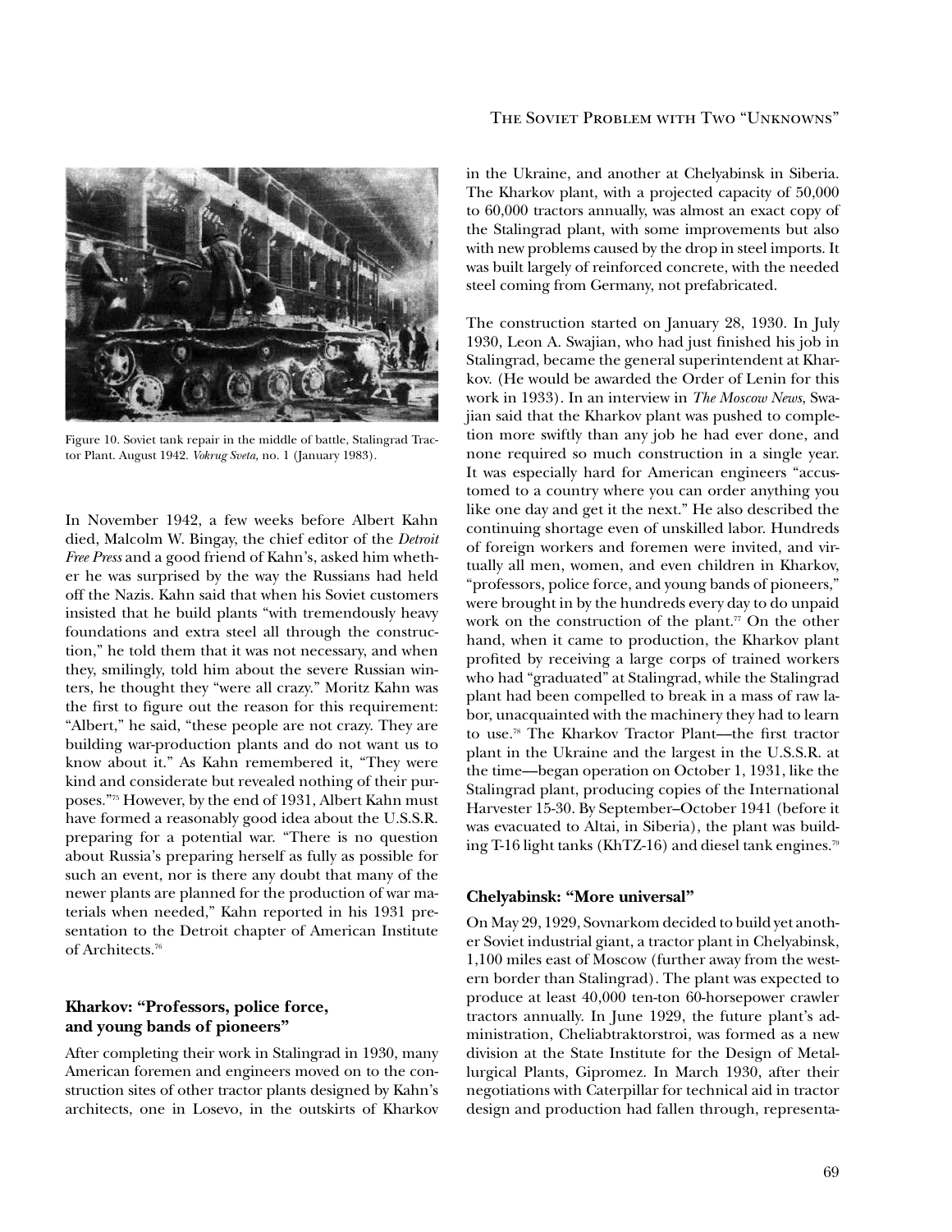Figure 10. Soviet tank repair in the middle of battle, Stalingrad Tractor Plant. August 1942. *Vokrug Sveta,* no. 1 (January 1983).

In November 1942, a few weeks before Albert Kahn died, Malcolm W. Bingay, the chief editor of the *Detroit Free Press* and a good friend of Kahn's, asked him whether he was surprised by the way the Russians had held off the Nazis. Kahn said that when his Soviet customers insisted that he build plants "with tremendously heavy foundations and extra steel all through the construction," he told them that it was not necessary, and when they, smilingly, told him about the severe Russian winters, he thought they "were all crazy." Moritz Kahn was the first to figure out the reason for this requirement: "Albert," he said, "these people are not crazy. They are building war-production plants and do not want us to know about it." As Kahn remembered it, "They were kind and considerate but revealed nothing of their purposes."[75] However, by the end of 1931, Albert Kahn must have formed a reasonably good idea about the U.S.S.R. preparing for a potential war. "There is no question about Russia's preparing herself as fully as possible for such an event, nor is there any doubt that many of the newer plants are planned for the production of war materials when needed," Kahn reported in his 1931 presentation to the Detroit chapter of American Institute of Architects.[76]

### Kharkov: "Professors, police force, and young bands of pioneers"

After completing their work in Stalingrad in 1930, many American foremen and engineers moved on to the construction sites of other tractor plants designed by Kahn's architects, one in Losevo, in the outskirts of Kharkov in the Ukraine, and another at Chelyabinsk in Siberia. The Kharkov plant, with a projected capacity of 50,000 to 60,000 tractors annually, was almost an exact copy of the Stalingrad plant, with some improvements but also with new problems caused by the drop in steel imports. It was built largely of reinforced concrete, with the needed steel coming from Germany, not prefabricated.

The construction started on January 28, 1930. In July 1930, Leon A. Swajian, who had just finished his job in Stalingrad, became the general superintendent at Kharkov. (He would be awarded the Order of Lenin for this work in 1933). In an interview in *The Moscow News,* Swajian said that the Kharkov plant was pushed to completion more swiftly than any job he had ever done, and none required so much construction in a single year. It was especially hard for American engineers "accustomed to a country where you can order anything you like one day and get it the next." He also described the continuing shortage even of unskilled labor. Hundreds of foreign workers and foremen were invited, and virtually all men, women, and even children in Kharkov, "professors, police force, and young bands of pioneers," were brought in by the hundreds every day to do unpaid work on the construction of the plant.[77] On the other hand, when it came to production, the Kharkov plant profited by receiving a large corps of trained workers who had "graduated" at Stalingrad, while the Stalingrad plant had been compelled to break in a mass of raw labor, unacquainted with the machinery they had to learn to use.[78] The Kharkov Tractor Plant—the first tractor plant in the Ukraine and the largest in the U.S.S.R. at the time—began operation on October 1, 1931, like the Stalingrad plant, producing copies of the International Harvester 15-30. By September–October 1941 (before it was evacuated to Altai, in Siberia), the plant was building T-16 light tanks (KhTZ-16) and diesel tank engines.[79]

### Chelyabinsk: "More universal"

On May 29, 1929, Sovnarkom decided to build yet another Soviet industrial giant, a tractor plant in Chelyabinsk, 1,100 miles east of Moscow (further away from the western border than Stalingrad). The plant was expected to produce at least 40,000 ten-ton 60-horsepower crawler tractors annually. In June 1929, the future plant's administration, Cheliabtraktorstroi, was formed as a new division at the State Institute for the Design of Metallurgical Plants, Gipromez. In March 1930, after their negotiations with Caterpillar for technical aid in tractor design and production had fallen through, representa-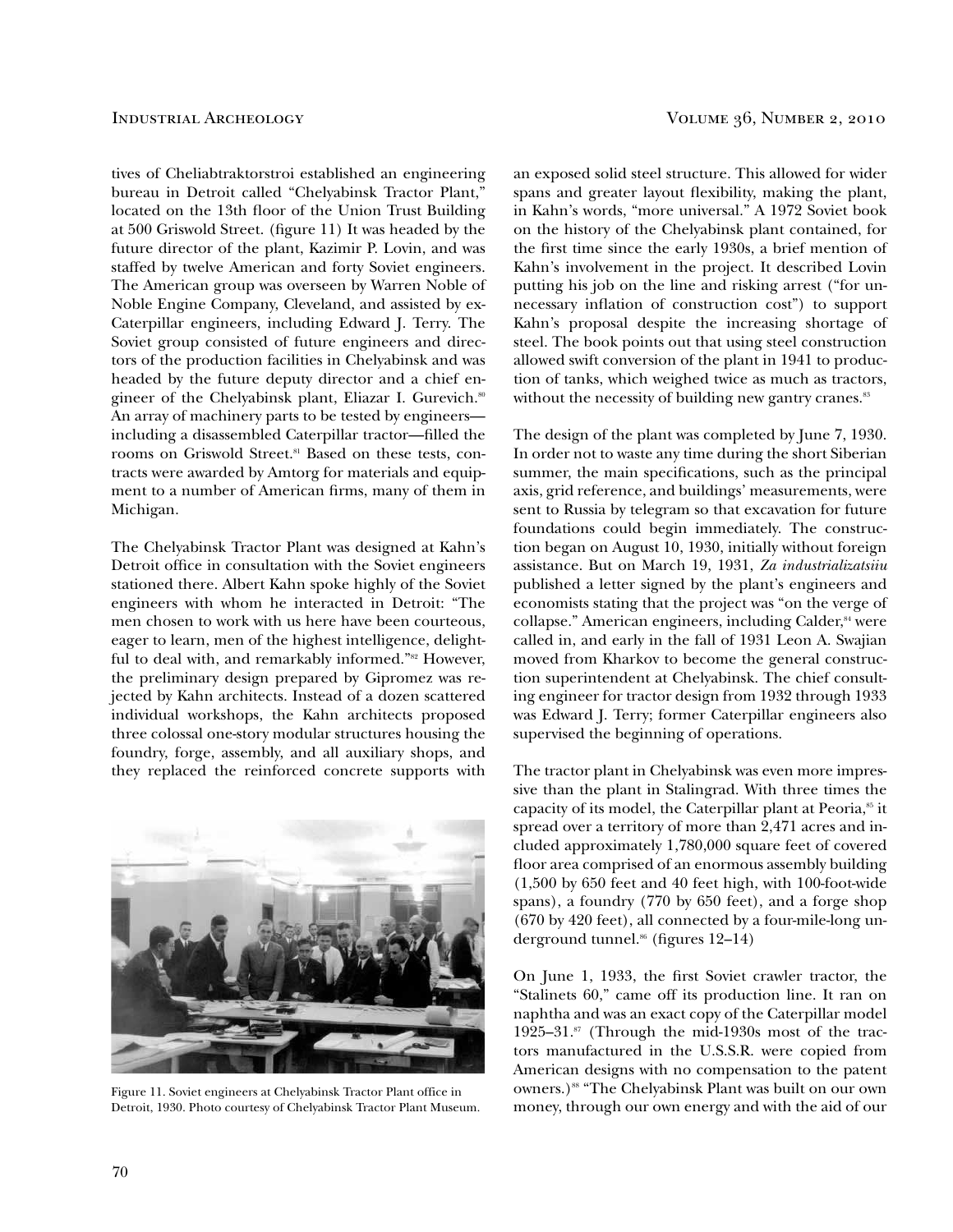tives of Cheliabtraktorstroi established an engineering bureau in Detroit called "Chelyabinsk Tractor Plant," located on the 13th floor of the Union Trust Building at 500 Griswold Street. (figure 11) It was headed by the future director of the plant, Kazimir P. Lovin, and was staffed by twelve American and forty Soviet engineers. The American group was overseen by Warren Noble of Noble Engine Company, Cleveland, and assisted by ex-Caterpillar engineers, including Edward J. Terry. The Soviet group consisted of future engineers and directors of the production facilities in Chelyabinsk and was headed by the future deputy director and a chief engineer of the Chelyabinsk plant, Eliazar I. Gurevich.[80] An array of machinery parts to be tested by engineers—including a disassembled Caterpillar tractor—filled the rooms on Griswold Street.[81] Based on these tests, contracts were awarded by Amtorg for materials and equipment to a number of American firms, many of them in Michigan.

The Chelyabinsk Tractor Plant was designed at Kahn's Detroit office in consultation with the Soviet engineers stationed there. Albert Kahn spoke highly of the Soviet engineers with whom he interacted in Detroit: "The men chosen to work with us here have been courteous, eager to learn, men of the highest intelligence, delightful to deal with, and remarkably informed."[82] However, the preliminary design prepared by Gipromez was rejected by Kahn architects. Instead of a dozen scattered individual workshops, the Kahn architects proposed three colossal one-story modular structures housing the foundry, forge, assembly, and all auxiliary shops, and they replaced the reinforced concrete supports with

Figure 11. Soviet engineers at Chelyabinsk Tractor Plant office in Detroit, 1930. Photo courtesy of Chelyabinsk Tractor Plant Museum.

an exposed solid steel structure. This allowed for wider spans and greater layout flexibility, making the plant, in Kahn's words, "more universal." A 1972 Soviet book on the history of the Chelyabinsk plant contained, for the first time since the early 1930s, a brief mention of Kahn's involvement in the project. It described Lovin putting his job on the line and risking arrest ("for unnecessary inflation of construction cost") to support Kahn's proposal despite the increasing shortage of steel. The book points out that using steel construction allowed swift conversion of the plant in 1941 to production of tanks, which weighed twice as much as tractors, without the necessity of building new gantry cranes.[83]

The design of the plant was completed by June 7, 1930. In order not to waste any time during the short Siberian summer, the main specifications, such as the principal axis, grid reference, and buildings' measurements, were sent to Russia by telegram so that excavation for future foundations could begin immediately. The construction began on August 10, 1930, initially without foreign assistance. But on March 19, 1931, *Za industrializatsiiu* published a letter signed by the plant's engineers and economists stating that the project was "on the verge of collapse." American engineers, including Calder,[84] were called in, and early in the fall of 1931 Leon A. Swajian moved from Kharkov to become the general construction superintendent at Chelyabinsk. The chief consulting engineer for tractor design from 1932 through 1933 was Edward J. Terry; former Caterpillar engineers also supervised the beginning of operations.

The tractor plant in Chelyabinsk was even more impressive than the plant in Stalingrad. With three times the capacity of its model, the Caterpillar plant at Peoria,[85] it spread over a territory of more than 2,471 acres and included approximately 1,780,000 square feet of covered floor area comprised of an enormous assembly building (1,500 by 650 feet and 40 feet high, with 100-foot-wide spans), a foundry (770 by 650 feet), and a forge shop (670 by 420 feet), all connected by a four-mile-long underground tunnel.[86] (figures 12–14)

On June 1, 1933, the first Soviet crawler tractor, the "Stalinets 60," came off its production line. It ran on naphtha and was an exact copy of the Caterpillar model 1925–31.[87] (Through the mid-1930s most of the tractors manufactured in the U.S.S.R. were copied from American designs with no compensation to the patent owners.)[88] "The Chelyabinsk Plant was built on our own money, through our own energy and with the aid of our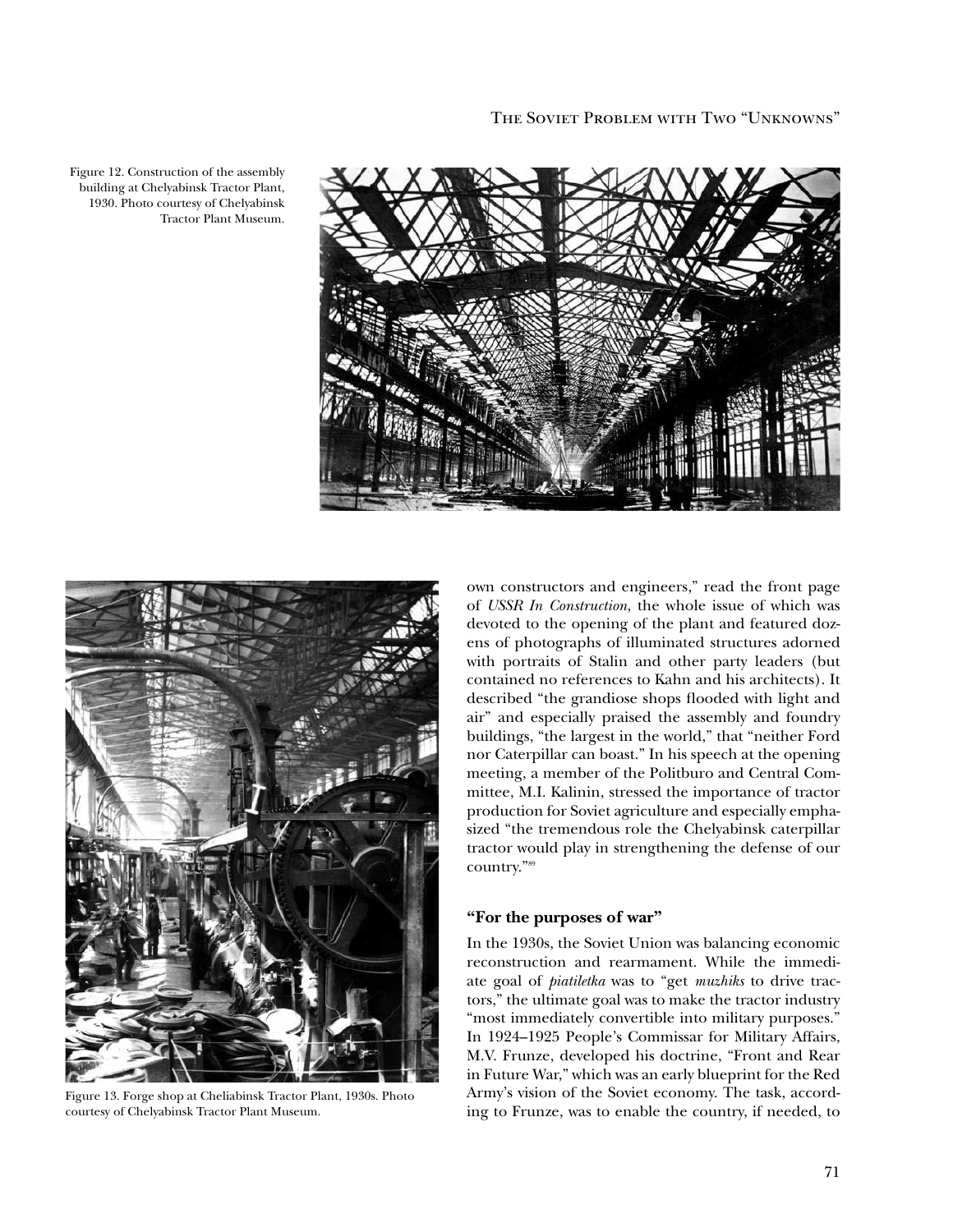Figure 12. Construction of the assembly building at Chelyabinsk Tractor Plant, 1930. Photo courtesy of Chelyabinsk Tractor Plant Museum.

Figure 13. Forge shop at Cheliabinsk Tractor Plant, 1930s. Photo courtesy of Chelyabinsk Tractor Plant Museum.

own constructors and engineers," read the front page of *USSR In Construction*, the whole issue of which was devoted to the opening of the plant and featured dozens of photographs of illuminated structures adorned with portraits of Stalin and other party leaders (but contained no references to Kahn and his architects). It described "the grandiose shops flooded with light and air" and especially praised the assembly and foundry buildings, "the largest in the world," that "neither Ford nor Caterpillar can boast." In his speech at the opening meeting, a member of the Politburo and Central Committee, M.I. Kalinin, stressed the importance of tractor production for Soviet agriculture and especially emphasized "the tremendous role the Chelyabinsk caterpillar tractor would play in strengthening the defense of our country."[89]

### "For the purposes of war"

In the 1930s, the Soviet Union was balancing economic reconstruction and rearmament. While the immediate goal of *piatiletka* was to "get *muzhiks* to drive tractors," the ultimate goal was to make the tractor industry "most immediately convertible into military purposes." In 1924–1925 People's Commissar for Military Affairs, M.V. Frunze, developed his doctrine, "Front and Rear in Future War," which was an early blueprint for the Red Army's vision of the Soviet economy. The task, according to Frunze, was to enable the country, if needed, to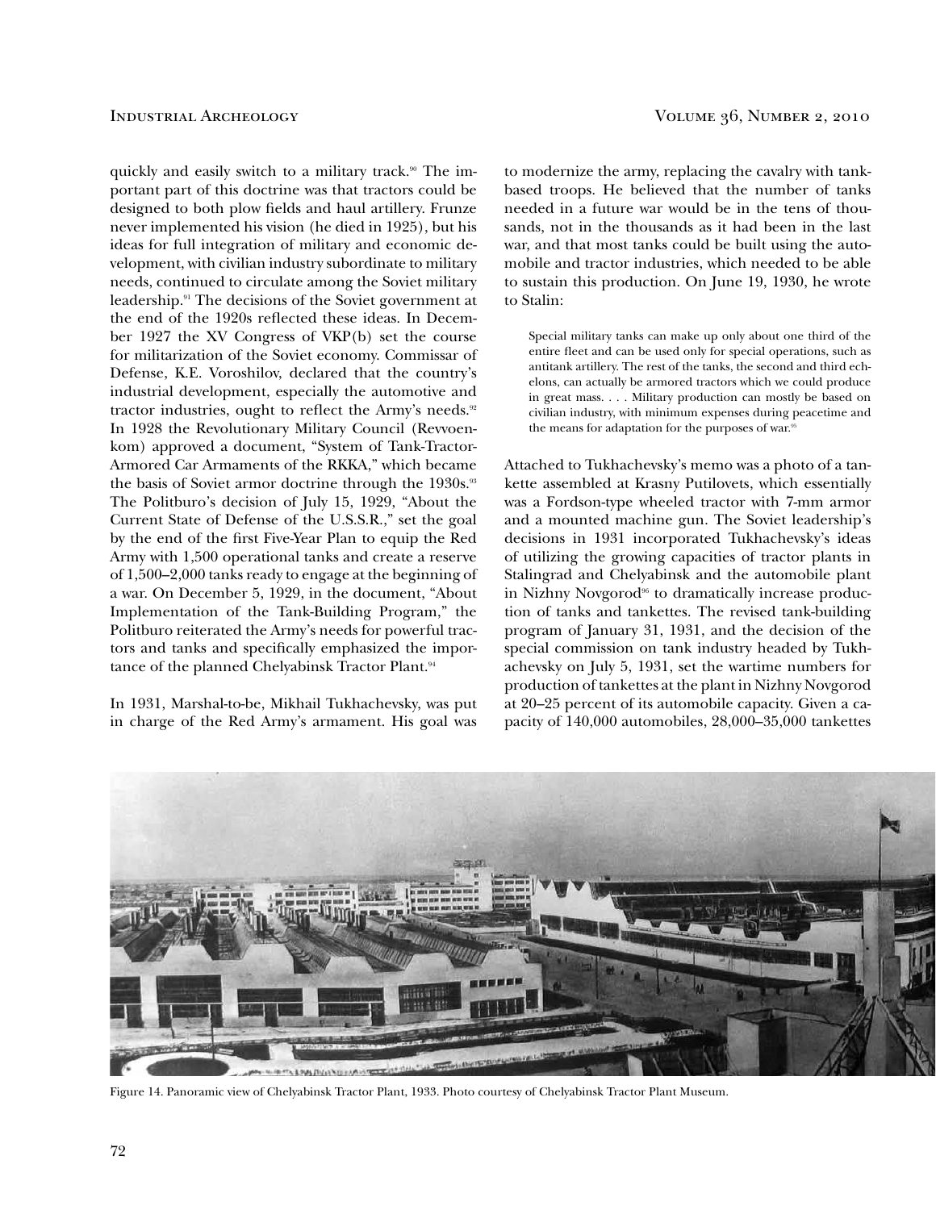quickly and easily switch to a military track.[90] The important part of this doctrine was that tractors could be designed to both plow fields and haul artillery. Frunze never implemented his vision (he died in 1925), but his ideas for full integration of military and economic development, with civilian industry subordinate to military needs, continued to circulate among the Soviet military leadership.[91] The decisions of the Soviet government at the end of the 1920s reflected these ideas. In December 1927 the XV Congress of VKP(b) set the course for militarization of the Soviet economy. Commissar of Defense, K.E. Voroshilov, declared that the country's industrial development, especially the automotive and tractor industries, ought to reflect the Army's needs.[92] In 1928 the Revolutionary Military Council (Revvoenkom) approved a document, "System of Tank-Tractor-Armored Car Armaments of the RKKA," which became the basis of Soviet armor doctrine through the 1930s.[93] The Politburo's decision of July 15, 1929, "About the Current State of Defense of the U.S.S.R.," set the goal by the end of the first Five-Year Plan to equip the Red Army with 1,500 operational tanks and create a reserve of 1,500–2,000 tanks ready to engage at the beginning of a war. On December 5, 1929, in the document, "About Implementation of the Tank-Building Program," the Politburo reiterated the Army's needs for powerful tractors and tanks and specifically emphasized the importance of the planned Chelyabinsk Tractor Plant.[94]

In 1931, Marshal-to-be, Mikhail Tukhachevsky, was put in charge of the Red Army's armament. His goal was to modernize the army, replacing the cavalry with tank-based troops. He believed that the number of tanks needed in a future war would be in the tens of thousands, not in the thousands as it had been in the last war, and that most tanks could be built using the automobile and tractor industries, which needed to be able to sustain this production. On June 19, 1930, he wrote to Stalin:

> Special military tanks can make up only about one third of the entire fleet and can be used only for special operations, such as antitank artillery. The rest of the tanks, the second and third echelons, can actually be armored tractors which we could produce in great mass. . . . Military production can mostly be based on civilian industry, with minimum expenses during peacetime and the means for adaptation for the purposes of war.[95]

Attached to Tukhachevsky's memo was a photo of a tankette assembled at Krasny Putilovets, which essentially was a Fordson-type wheeled tractor with 7-mm armor and a mounted machine gun. The Soviet leadership's decisions in 1931 incorporated Tukhachevsky's ideas of utilizing the growing capacities of tractor plants in Stalingrad and Chelyabinsk and the automobile plant in Nizhny Novgorod[96] to dramatically increase production of tanks and tankettes. The revised tank-building program of January 31, 1931, and the decision of the special commission on tank industry headed by Tukhachevsky on July 5, 1931, set the wartime numbers for production of tankettes at the plant in Nizhny Novgorod at 20–25 percent of its automobile capacity. Given a capacity of 140,000 automobiles, 28,000–35,000 tankettes

Figure 14. Panoramic view of Chelyabinsk Tractor Plant, 1933. Photo courtesy of Chelyabinsk Tractor Plant Museum.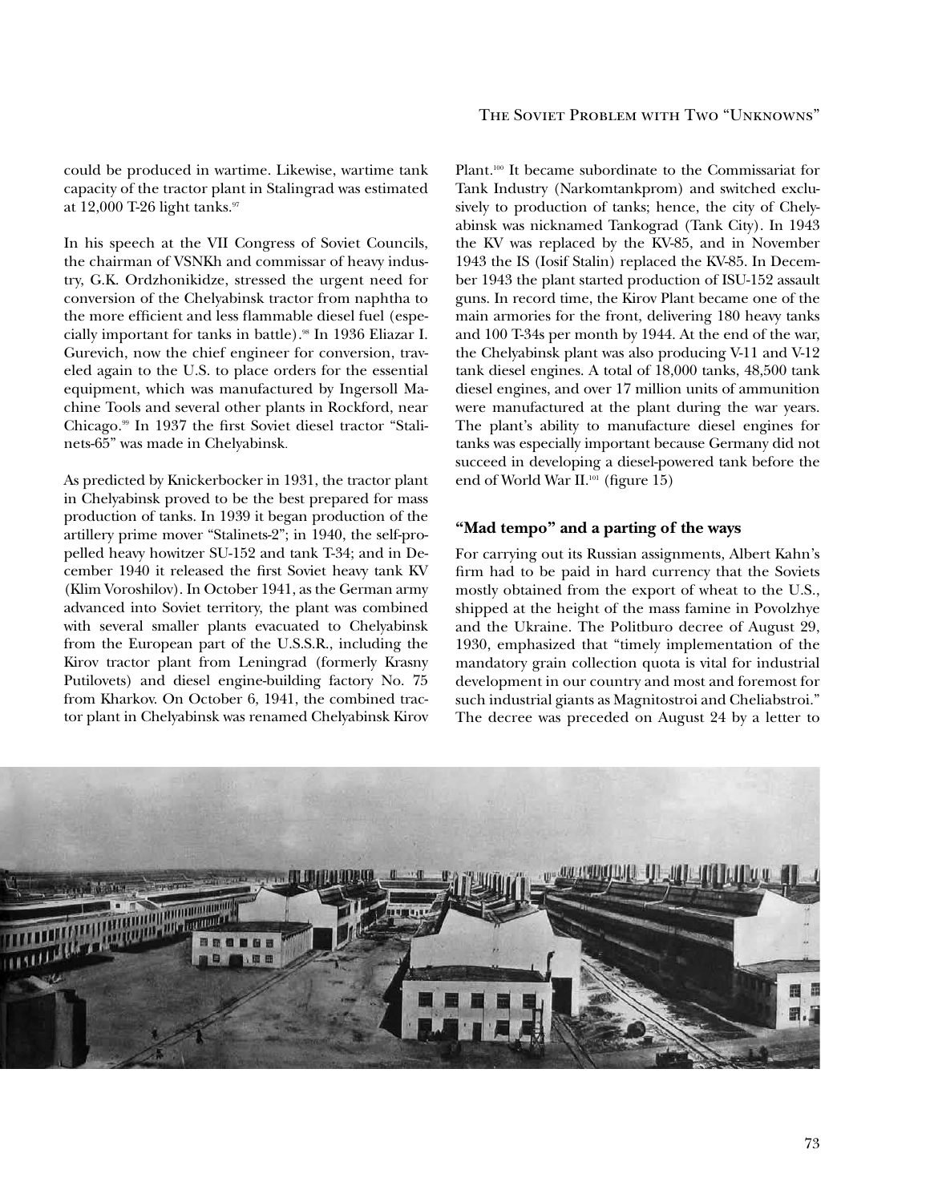could be produced in wartime. Likewise, wartime tank capacity of the tractor plant in Stalingrad was estimated at 12,000 T-26 light tanks.[97]

In his speech at the VII Congress of Soviet Councils, the chairman of VSNKh and commissar of heavy industry, G.K. Ordzhonikidze, stressed the urgent need for conversion of the Chelyabinsk tractor from naphtha to the more efficient and less flammable diesel fuel (especially important for tanks in battle).[98] In 1936 Eliazar I. Gurevich, now the chief engineer for conversion, traveled again to the U.S. to place orders for the essential equipment, which was manufactured by Ingersoll Machine Tools and several other plants in Rockford, near Chicago.[99] In 1937 the first Soviet diesel tractor "Stalinets-65" was made in Chelyabinsk.

As predicted by Knickerbocker in 1931, the tractor plant in Chelyabinsk proved to be the best prepared for mass production of tanks. In 1939 it began production of the artillery prime mover "Stalinets-2"; in 1940, the self-propelled heavy howitzer SU-152 and tank T-34; and in December 1940 it released the first Soviet heavy tank KV (Klim Voroshilov). In October 1941, as the German army advanced into Soviet territory, the plant was combined with several smaller plants evacuated to Chelyabinsk from the European part of the U.S.S.R., including the Kirov tractor plant from Leningrad (formerly Krasny Putilovets) and diesel engine-building factory No. 75 from Kharkov. On October 6, 1941, the combined tractor plant in Chelyabinsk was renamed Chelyabinsk Kirov Plant.[100] It became subordinate to the Commissariat for Tank Industry (Narkomtankprom) and switched exclusively to production of tanks; hence, the city of Chelyabinsk was nicknamed Tankograd (Tank City). In 1943 the KV was replaced by the KV-85, and in November 1943 the IS (Iosif Stalin) replaced the KV-85. In December 1943 the plant started production of ISU-152 assault guns. In record time, the Kirov Plant became one of the main armories for the front, delivering 180 heavy tanks and 100 T-34s per month by 1944. At the end of the war, the Chelyabinsk plant was also producing V-11 and V-12 tank diesel engines. A total of 18,000 tanks, 48,500 tank diesel engines, and over 17 million units of ammunition were manufactured at the plant during the war years. The plant's ability to manufacture diesel engines for tanks was especially important because Germany did not succeed in developing a diesel-powered tank before the end of World War II.[101] (figure 15)

### "Mad tempo" and a parting of the ways

For carrying out its Russian assignments, Albert Kahn's firm had to be paid in hard currency that the Soviets mostly obtained from the export of wheat to the U.S., shipped at the height of the mass famine in Povolzhye and the Ukraine. The Politburo decree of August 29, 1930, emphasized that "timely implementation of the mandatory grain collection quota is vital for industrial development in our country and most and foremost for such industrial giants as Magnitostroi and Cheliabstroi." The decree was preceded on August 24 by a letter to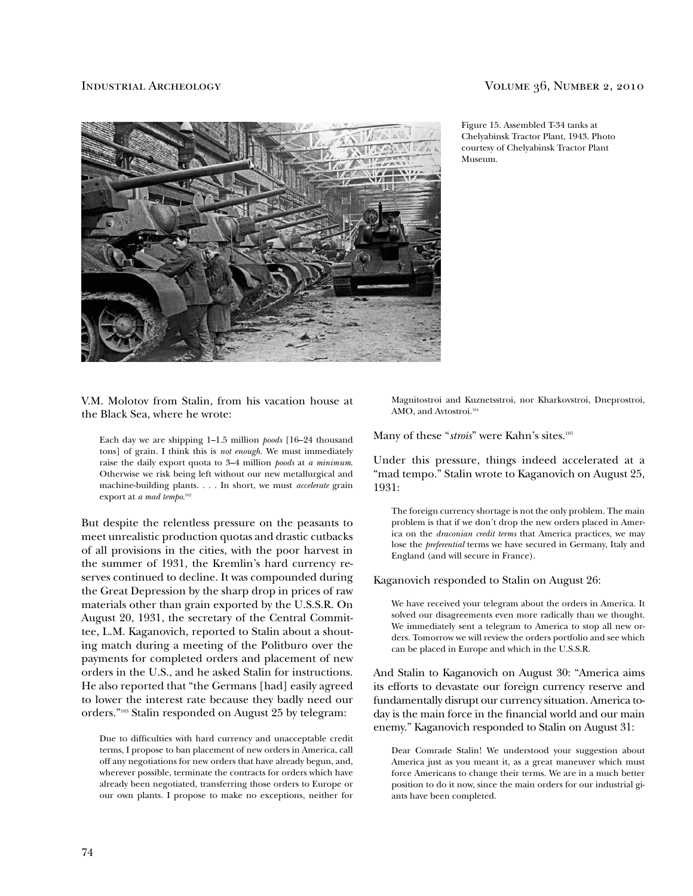Figure 15. Assembled T-34 tanks at Chelyabinsk Tractor Plant, 1943. Photo courtesy of Chelyabinsk Tractor Plant Museum.

V.M. Molotov from Stalin, from his vacation house at the Black Sea, where he wrote:

> Each day we are shipping 1–1.5 million *poods* [16–24 thousand tons] of grain. I think this is *not enough*. We must immediately raise the daily export quota to 3–4 million *poods* at *a minimum*. Otherwise we risk being left without our new metallurgical and machine-building plants. . . . In short, we must *accelerate* grain export at *a mad tempo*.[102]

But despite the relentless pressure on the peasants to meet unrealistic production quotas and drastic cutbacks of all provisions in the cities, with the poor harvest in the summer of 1931, the Kremlin's hard currency reserves continued to decline. It was compounded during the Great Depression by the sharp drop in prices of raw materials other than grain exported by the U.S.S.R. On August 20, 1931, the secretary of the Central Committee, L.M. Kaganovich, reported to Stalin about a shouting match during a meeting of the Politburo over the payments for completed orders and placement of new orders in the U.S., and he asked Stalin for instructions. He also reported that "the Germans [had] easily agreed to lower the interest rate because they badly need our orders."[103] Stalin responded on August 25 by telegram:

> Due to difficulties with hard currency and unacceptable credit terms, I propose to ban placement of new orders in America, call off any negotiations for new orders that have already begun, and, wherever possible, terminate the contracts for orders which have already been negotiated, transferring those orders to Europe or our own plants. I propose to make no exceptions, neither for Magnitostroi and Kuznetsstroi, nor Kharkovstroi, Dneprostroi, AMO, and Avtostroi.[104]

Many of these "*strois*" were Kahn's sites.[105]

Under this pressure, things indeed accelerated at a "mad tempo." Stalin wrote to Kaganovich on August 25, 1931:

> The foreign currency shortage is not the only problem. The main problem is that if we don't drop the new orders placed in America on the *draconian credit terms* that America practices, we may lose the *preferential* terms we have secured in Germany, Italy and England (and will secure in France).

Kaganovich responded to Stalin on August 26:

> We have received your telegram about the orders in America. It solved our disagreements even more radically than we thought. We immediately sent a telegram to America to stop all new orders. Tomorrow we will review the orders portfolio and see which can be placed in Europe and which in the U.S.S.R.

And Stalin to Kaganovich on August 30: "America aims its efforts to devastate our foreign currency reserve and fundamentally disrupt our currency situation. America today is the main force in the financial world and our main enemy." Kaganovich responded to Stalin on August 31:

> Dear Comrade Stalin! We understood your suggestion about America just as you meant it, as a great maneuver which must force Americans to change their terms. We are in a much better position to do it now, since the main orders for our industrial giants have been completed.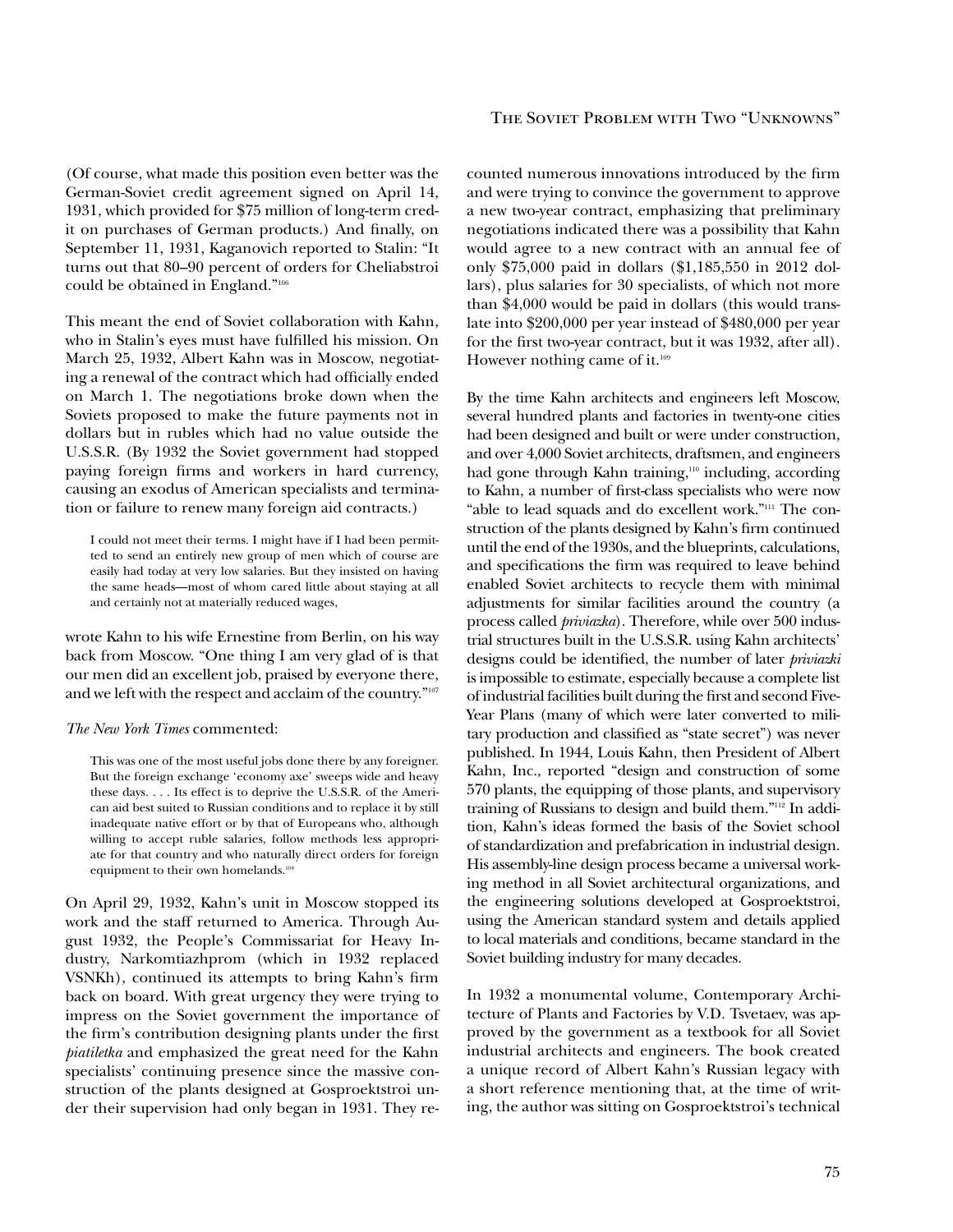(Of course, what made this position even better was the German-Soviet credit agreement signed on April 14, 1931, which provided for $75 million of long-term credit on purchases of German products.) And finally, on September 11, 1931, Kaganovich reported to Stalin: "It turns out that 80–90 percent of orders for Cheliabstroi could be obtained in England."[106]

This meant the end of Soviet collaboration with Kahn, who in Stalin's eyes must have fulfilled his mission. On March 25, 1932, Albert Kahn was in Moscow, negotiating a renewal of the contract which had officially ended on March 1. The negotiations broke down when the Soviets proposed to make the future payments not in dollars but in rubles which had no value outside the U.S.S.R. (By 1932 the Soviet government had stopped paying foreign firms and workers in hard currency, causing an exodus of American specialists and termination or failure to renew many foreign aid contracts.)

> I could not meet their terms. I might have if I had been permitted to send an entirely new group of men which of course are easily had today at very low salaries. But they insisted on having the same heads—most of whom cared little about staying at all and certainly not at materially reduced wages,

wrote Kahn to his wife Ernestine from Berlin, on his way back from Moscow. "One thing I am very glad of is that our men did an excellent job, praised by everyone there, and we left with the respect and acclaim of the country."[107]

*The New York Times* commented:

> This was one of the most useful jobs done there by any foreigner. But the foreign exchange 'economy axe' sweeps wide and heavy these days. . . . Its effect is to deprive the U.S.S.R. of the American aid best suited to Russian conditions and to replace it by still inadequate native effort or by that of Europeans who, although willing to accept ruble salaries, follow methods less appropriate for that country and who naturally direct orders for foreign equipment to their own homelands.[108]

On April 29, 1932, Kahn's unit in Moscow stopped its work and the staff returned to America. Through August 1932, the People's Commissariat for Heavy Industry, Narkomtiazhprom (which in 1932 replaced VSNKh), continued its attempts to bring Kahn's firm back on board. With great urgency they were trying to impress on the Soviet government the importance of the firm's contribution designing plants under the first *piatiletka* and emphasized the great need for the Kahn specialists' continuing presence since the massive construction of the plants designed at Gosproektstroi under their supervision had only began in 1931. They recounted numerous innovations introduced by the firm and were trying to convince the government to approve a new two-year contract, emphasizing that preliminary negotiations indicated there was a possibility that Kahn would agree to a new contract with an annual fee of only $75,000 paid in dollars ($1,185,550 in 2012 dollars), plus salaries for 30 specialists, of which not more than $4,000 would be paid in dollars (this would translate into $200,000 per year instead of $480,000 per year for the first two-year contract, but it was 1932, after all). However nothing came of it.[109]

By the time Kahn architects and engineers left Moscow, several hundred plants and factories in twenty-one cities had been designed and built or were under construction, and over 4,000 Soviet architects, draftsmen, and engineers had gone through Kahn training,[110] including, according to Kahn, a number of first-class specialists who were now "able to lead squads and do excellent work."[111] The construction of the plants designed by Kahn's firm continued until the end of the 1930s, and the blueprints, calculations, and specifications the firm was required to leave behind enabled Soviet architects to recycle them with minimal adjustments for similar facilities around the country (a process called *priviazka*). Therefore, while over 500 industrial structures built in the U.S.S.R. using Kahn architects' designs could be identified, the number of later *priviazki* is impossible to estimate, especially because a complete list of industrial facilities built during the first and second Five-Year Plans (many of which were later converted to military production and classified as "state secret") was never published. In 1944, Louis Kahn, then President of Albert Kahn, Inc., reported "design and construction of some 570 plants, the equipping of those plants, and supervisory training of Russians to design and build them."[112] In addition, Kahn's ideas formed the basis of the Soviet school of standardization and prefabrication in industrial design. His assembly-line design process became a universal working method in all Soviet architectural organizations, and the engineering solutions developed at Gosproektstroi, using the American standard system and details applied to local materials and conditions, became standard in the Soviet building industry for many decades.

In 1932 a monumental volume, Contemporary Architecture of Plants and Factories by V.D. Tsvetaev, was approved by the government as a textbook for all Soviet industrial architects and engineers. The book created a unique record of Albert Kahn's Russian legacy with a short reference mentioning that, at the time of writing, the author was sitting on Gosproektstroi's technical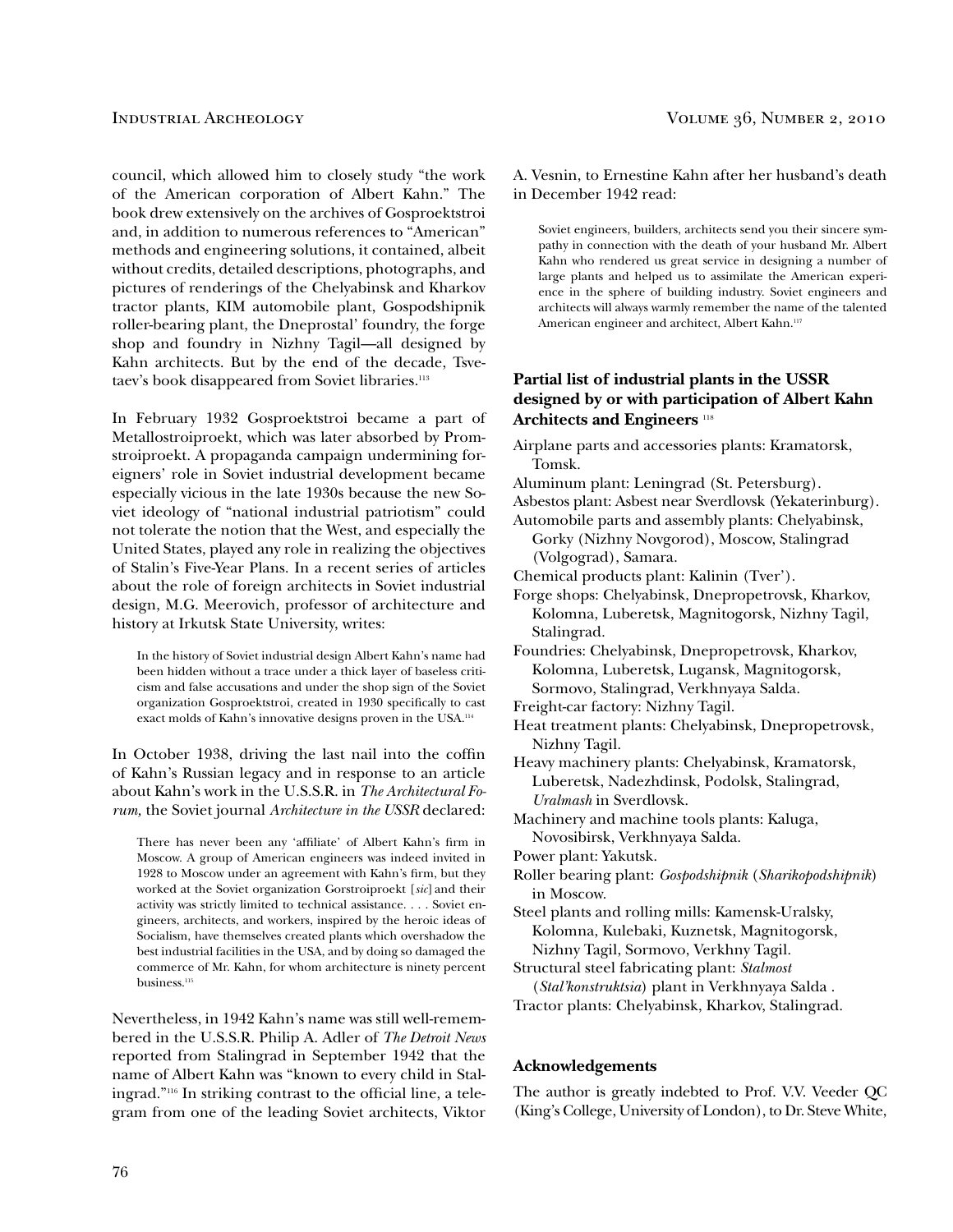council, which allowed him to closely study "the work of the American corporation of Albert Kahn." The book drew extensively on the archives of Gosproektstroi and, in addition to numerous references to "American" methods and engineering solutions, it contained, albeit without credits, detailed descriptions, photographs, and pictures of renderings of the Chelyabinsk and Kharkov tractor plants, KIM automobile plant, Gospodshipnik roller-bearing plant, the Dneprostal' foundry, the forge shop and foundry in Nizhny Tagil—all designed by Kahn architects. But by the end of the decade, Tsvetaev's book disappeared from Soviet libraries.[113]

In February 1932 Gosproektstroi became a part of Metallostroiproekt, which was later absorbed by Promstroiproekt. A propaganda campaign undermining foreigners' role in Soviet industrial development became especially vicious in the late 1930s because the new Soviet ideology of "national industrial patriotism" could not tolerate the notion that the West, and especially the United States, played any role in realizing the objectives of Stalin's Five-Year Plans. In a recent series of articles about the role of foreign architects in Soviet industrial design, M.G. Meerovich, professor of architecture and history at Irkutsk State University, writes:

> In the history of Soviet industrial design Albert Kahn's name had been hidden without a trace under a thick layer of baseless criticism and false accusations and under the shop sign of the Soviet organization Gosproektstroi, created in 1930 specifically to cast exact molds of Kahn's innovative designs proven in the USA.[114]

In October 1938, driving the last nail into the coffin of Kahn's Russian legacy and in response to an article about Kahn's work in the U.S.S.R. in *The Architectural Forum,* the Soviet journal *Architecture in the USSR* declared:

> There has never been any 'affiliate' of Albert Kahn's firm in Moscow. A group of American engineers was indeed invited in 1928 to Moscow under an agreement with Kahn's firm, but they worked at the Soviet organization Gorstroiproekt [*sic*] and their activity was strictly limited to technical assistance. . . . Soviet engineers, architects, and workers, inspired by the heroic ideas of Socialism, have themselves created plants which overshadow the best industrial facilities in the USA, and by doing so damaged the commerce of Mr. Kahn, for whom architecture is ninety percent business.[115]

Nevertheless, in 1942 Kahn's name was still well-remembered in the U.S.S.R. Philip A. Adler of *The Detroit News* reported from Stalingrad in September 1942 that the name of Albert Kahn was "known to every child in Stalingrad."[116] In striking contrast to the official line, a telegram from one of the leading Soviet architects, Viktor A. Vesnin, to Ernestine Kahn after her husband's death in December 1942 read:

> Soviet engineers, builders, architects send you their sincere sympathy in connection with the death of your husband Mr. Albert Kahn who rendered us great service in designing a number of large plants and helped us to assimilate the American experience in the sphere of building industry. Soviet engineers and architects will always warmly remember the name of the talented American engineer and architect, Albert Kahn.[117]

### Partial list of industrial plants in the USSR designed by or with participation of Albert Kahn Architects and Engineers [118]

Airplane parts and accessories plants: Kramatorsk, Tomsk.

Aluminum plant: Leningrad (St. Petersburg).

Asbestos plant: Asbest near Sverdlovsk (Yekaterinburg).

Automobile parts and assembly plants: Chelyabinsk, Gorky (Nizhny Novgorod), Moscow, Stalingrad (Volgograd), Samara.

Chemical products plant: Kalinin (Tver').

Forge shops: Chelyabinsk, Dnepropetrovsk, Kharkov, Kolomna, Luberetsk, Magnitogorsk, Nizhny Tagil, Stalingrad.

Foundries: Chelyabinsk, Dnepropetrovsk, Kharkov, Kolomna, Luberetsk, Lugansk, Magnitogorsk, Sormovo, Stalingrad, Verkhnyaya Salda.

Freight-car factory: Nizhny Tagil.

Heat treatment plants: Chelyabinsk, Dnepropetrovsk, Nizhny Tagil.

Heavy machinery plants: Chelyabinsk, Kramatorsk, Luberetsk, Nadezhdinsk, Podolsk, Stalingrad, *Uralmash* in Sverdlovsk.

Machinery and machine tools plants: Kaluga, Novosibirsk, Verkhnyaya Salda.

Power plant: Yakutsk.

Roller bearing plant: *Gospodshipnik* (*Sharikopodshipnik*) in Moscow.

Steel plants and rolling mills: Kamensk-Uralsky, Kolomna, Kulebaki, Kuznetsk, Magnitogorsk, Nizhny Tagil, Sormovo, Verkhny Tagil.

Structural steel fabricating plant: *Stalmost* (*Stal'konstruktsia*) plant in Verkhnyaya Salda .

Tractor plants: Chelyabinsk, Kharkov, Stalingrad.

### Acknowledgements

The author is greatly indebted to Prof. V.V. Veeder QC (King's College, University of London), to Dr. Steve White,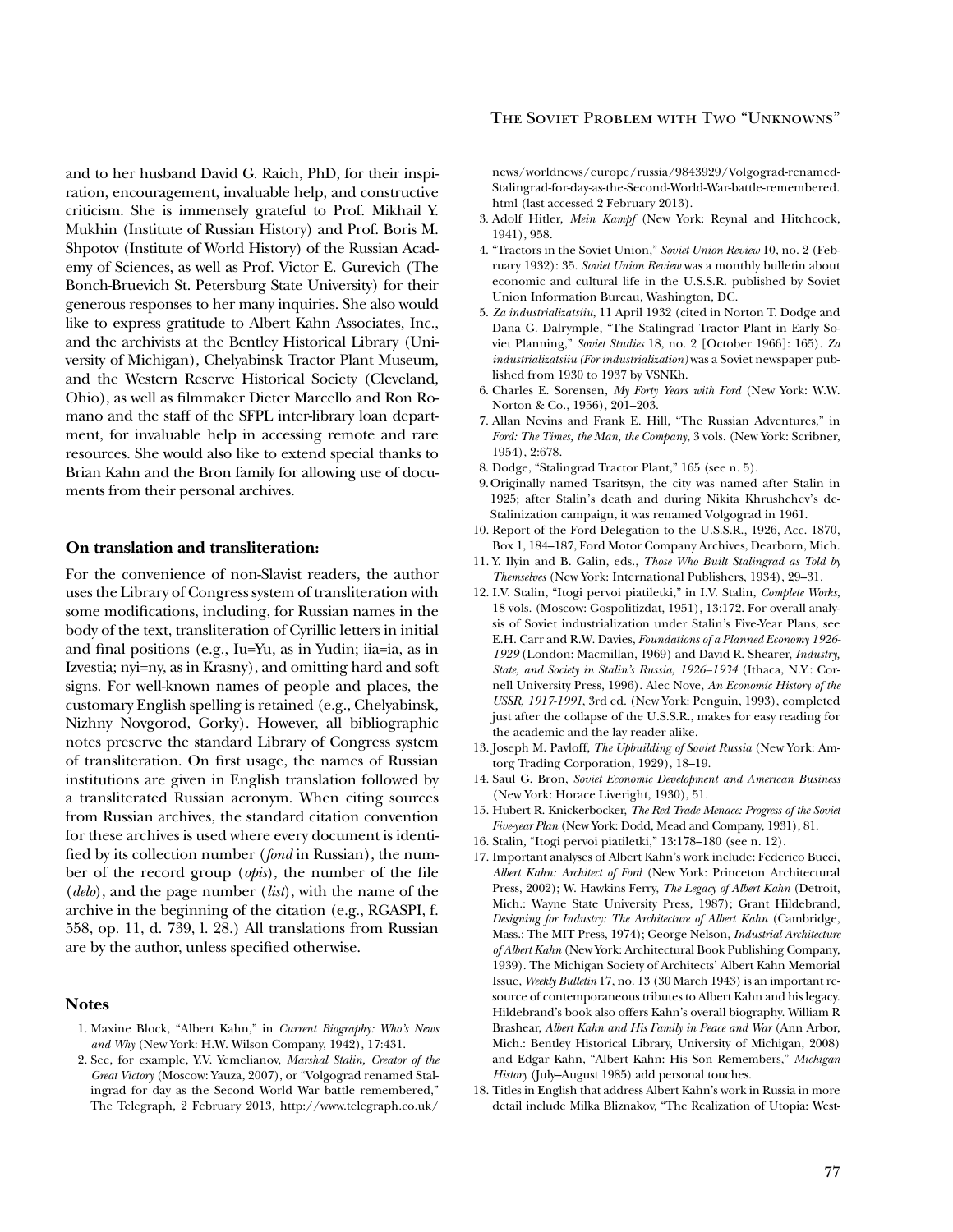and to her husband David G. Raich, PhD, for their inspiration, encouragement, invaluable help, and constructive criticism. She is immensely grateful to Prof. Mikhail Y. Mukhin (Institute of Russian History) and Prof. Boris M. Shpotov (Institute of World History) of the Russian Academy of Sciences, as well as Prof. Victor E. Gurevich (The Bonch-Bruevich St. Petersburg State University) for their generous responses to her many inquiries. She also would like to express gratitude to Albert Kahn Associates, Inc., and the archivists at the Bentley Historical Library (University of Michigan), Chelyabinsk Tractor Plant Museum, and the Western Reserve Historical Society (Cleveland, Ohio), as well as filmmaker Dieter Marcello and Ron Romano and the staff of the SFPL inter-library loan department, for invaluable help in accessing remote and rare resources. She would also like to extend special thanks to Brian Kahn and the Bron family for allowing use of documents from their personal archives.

### On translation and transliteration:

For the convenience of non-Slavist readers, the author uses the Library of Congress system of transliteration with some modifications, including, for Russian names in the body of the text, transliteration of Cyrillic letters in initial and final positions (e.g., Iu=Yu, as in Yudin; iia=ia, as in Izvestia; nyi=ny, as in Krasny), and omitting hard and soft signs. For well-known names of people and places, the customary English spelling is retained (e.g., Chelyabinsk, Nizhny Novgorod, Gorky). However, all bibliographic notes preserve the standard Library of Congress system of transliteration. On first usage, the names of Russian institutions are given in English translation followed by a transliterated Russian acronym. When citing sources from Russian archives, the standard citation convention for these archives is used where every document is identified by its collection number (*fond* in Russian), the number of the record group (*opis*), the number of the file (*delo*), and the page number (*list*), with the name of the archive in the beginning of the citation (e.g., RGASPI, f. 558, op. 11, d. 739, l. 28.) All translations from Russian are by the author, unless specified otherwise.

### Notes

1. Maxine Block, "Albert Kahn," in *Current Biography: Who's News and Why* (New York: H.W. Wilson Company, 1942), 17:431.
2. See, for example, Y.V. Yemelianov, *Marshal Stalin, Creator of the Great Victory* (Moscow: Yauza, 2007), or "Volgograd renamed Stalingrad for day as the Second World War battle remembered," The Telegraph, 2 February 2013, http://www.telegraph.co.uk/news/worldnews/europe/russia/9843929/Volgograd-renamed-Stalingrad-for-day-as-the-Second-World-War-battle-remembered.html (last accessed 2 February 2013).
3. Adolf Hitler, *Mein Kampf* (New York: Reynal and Hitchcock, 1941), 958.
4. "Tractors in the Soviet Union," *Soviet Union Review* 10, no. 2 (February 1932): 35. *Soviet Union Review* was a monthly bulletin about economic and cultural life in the U.S.S.R. published by Soviet Union Information Bureau, Washington, DC.
5. *Za industrializatsiiu*, 11 April 1932 (cited in Norton T. Dodge and Dana G. Dalrymple, "The Stalingrad Tractor Plant in Early Soviet Planning," *Soviet Studies* 18, no. 2 [October 1966]: 165). *Za industrializatsiiu (For industrialization)* was a Soviet newspaper published from 1930 to 1937 by VSNKh.
6. Charles E. Sorensen, *My Forty Years with Ford* (New York: W.W. Norton & Co., 1956), 201–203.
7. Allan Nevins and Frank E. Hill, "The Russian Adventures," in *Ford: The Times, the Man, the Company*, 3 vols. (New York: Scribner, 1954), 2:678.
8. Dodge, "Stalingrad Tractor Plant," 165 (see n. 5).
9. Originally named Tsaritsyn, the city was named after Stalin in 1925; after Stalin's death and during Nikita Khrushchev's de-Stalinization campaign, it was renamed Volgograd in 1961.
10. Report of the Ford Delegation to the U.S.S.R., 1926, Acc. 1870, Box 1, 184–187, Ford Motor Company Archives, Dearborn, Mich.
11. Y. Ilyin and B. Galin, eds., *Those Who Built Stalingrad as Told by Themselves* (New York: International Publishers, 1934), 29–31.
12. I.V. Stalin, "Itogi pervoi piatiletki," in I.V. Stalin, *Complete Works*, 18 vols. (Moscow: Gospolitizdat, 1951), 13:172. For overall analysis of Soviet industrialization under Stalin's Five-Year Plans, see E.H. Carr and R.W. Davies, *Foundations of a Planned Economy 1926-1929* (London: Macmillan, 1969) and David R. Shearer, *Industry, State, and Society in Stalin's Russia, 1926–1934* (Ithaca, N.Y.: Cornell University Press, 1996). Alec Nove, *An Economic History of the USSR, 1917-1991*, 3rd ed. (New York: Penguin, 1993), completed just after the collapse of the U.S.S.R., makes for easy reading for the academic and the lay reader alike.
13. Joseph M. Pavloff, *The Upbuilding of Soviet Russia* (New York: Amtorg Trading Corporation, 1929), 18–19.
14. Saul G. Bron, *Soviet Economic Development and American Business* (New York: Horace Liveright, 1930), 51.
15. Hubert R. Knickerbocker, *The Red Trade Menace: Progress of the Soviet Five-year Plan* (New York: Dodd, Mead and Company, 1931), 81.
16. Stalin, "Itogi pervoi piatiletki," 13:178–180 (see n. 12).
17. Important analyses of Albert Kahn's work include: Federico Bucci, *Albert Kahn: Architect of Ford* (New York: Princeton Architectural Press, 2002); W. Hawkins Ferry, *The Legacy of Albert Kahn* (Detroit, Mich.: Wayne State University Press, 1987); Grant Hildebrand, *Designing for Industry: The Architecture of Albert Kahn* (Cambridge, Mass.: The MIT Press, 1974); George Nelson, *Industrial Architecture of Albert Kahn* (New York: Architectural Book Publishing Company, 1939). The Michigan Society of Architects' Albert Kahn Memorial Issue, *Weekly Bulletin* 17, no. 13 (30 March 1943) is an important resource of contemporaneous tributes to Albert Kahn and his legacy. Hildebrand's book also offers Kahn's overall biography. William R Brashear, *Albert Kahn and His Family in Peace and War* (Ann Arbor, Mich.: Bentley Historical Library, University of Michigan, 2008) and Edgar Kahn, "Albert Kahn: His Son Remembers," *Michigan History* (July–August 1985) add personal touches.
18. Titles in English that address Albert Kahn's work in Russia in more detail include Milka Bliznakov, "The Realization of Utopia: West-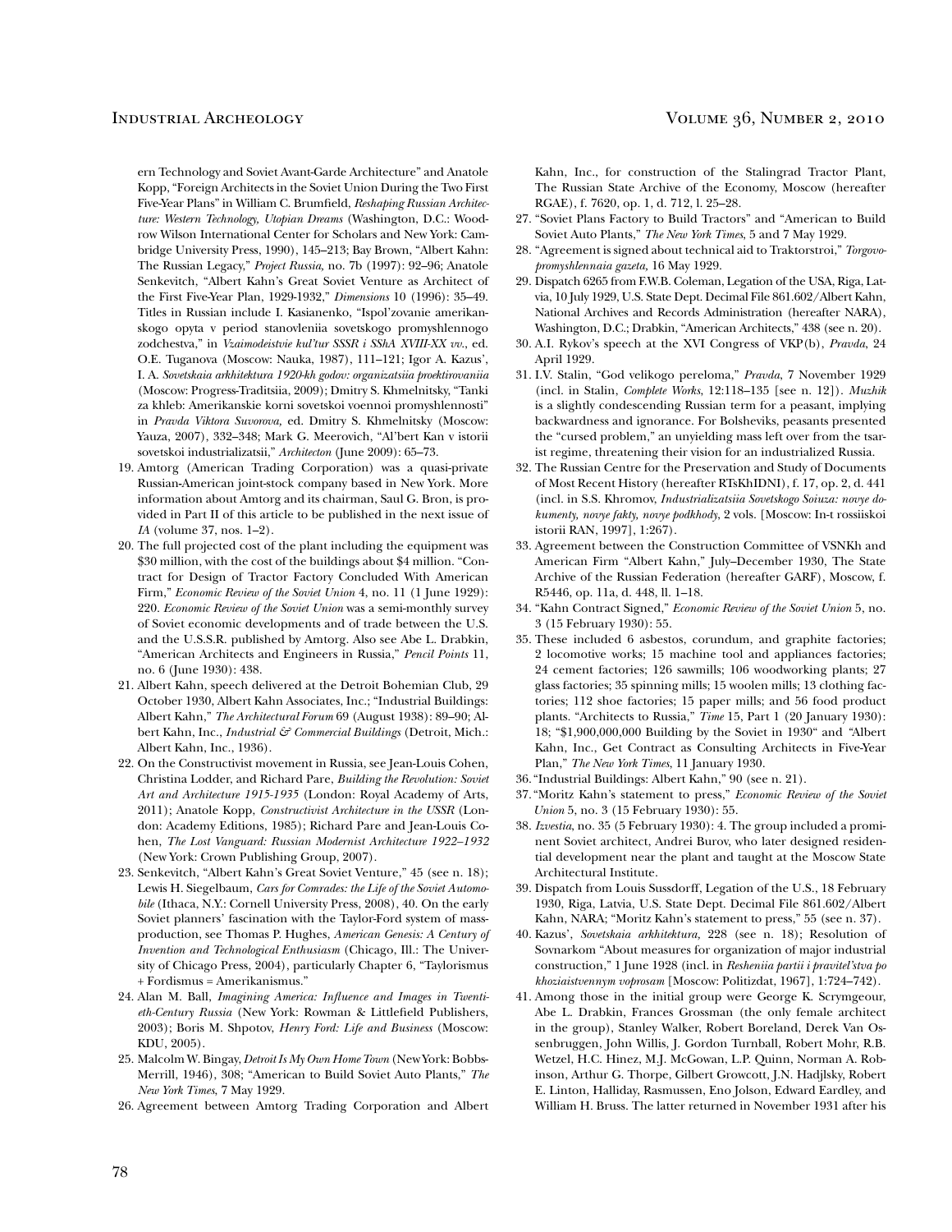ern Technology and Soviet Avant-Garde Architecture" and Anatole Kopp, "Foreign Architects in the Soviet Union During the Two First Five-Year Plans" in William C. Brumfield, *Reshaping Russian Architecture: Western Technology, Utopian Dreams* (Washington, D.C.: Woodrow Wilson International Center for Scholars and New York: Cambridge University Press, 1990), 145–213; Bay Brown, "Albert Kahn: The Russian Legacy," *Project Russia*, no. 7b (1997): 92–96; Anatole Senkevitch, "Albert Kahn's Great Soviet Venture as Architect of the First Five-Year Plan, 1929-1932," *Dimensions* 10 (1996): 35–49. Titles in Russian include I. Kasianenko, "Ispol'zovanie amerikanskogo opyta v period stanovleniia sovetskogo promyshlennogo zodchestva," in *Vzaimodeistvie kul'tur SSSR i SShA XVIII-XX vv.*, ed. O.E. Tuganova (Moscow: Nauka, 1987), 111–121; Igor A. Kazus', I. A. *Sovetskaia arkhitektura 1920-kh godov: organizatsiia proektirovaniia* (Moscow: Progress-Traditsiia, 2009); Dmitry S. Khmelnitsky, "Tanki za khleb: Amerikanskie korni sovetskoi voennoi promyshlennosti" in *Pravda Viktora Suvorova*, ed. Dmitry S. Khmelnitsky (Moscow: Yauza, 2007), 332–348; Mark G. Meerovich, "Al'bert Kan v istorii sovetskoi industrializatsii," *Architecton* (June 2009): 65–73.

19. Amtorg (American Trading Corporation) was a quasi-private Russian-American joint-stock company based in New York. More information about Amtorg and its chairman, Saul G. Bron, is provided in Part II of this article to be published in the next issue of *IA* (volume 37, nos. 1–2).
20. The full projected cost of the plant including the equipment was $30 million, with the cost of the buildings about $4 million. "Contract for Design of Tractor Factory Concluded With American Firm," *Economic Review of the Soviet Union* 4, no. 11 (1 June 1929): 220. *Economic Review of the Soviet Union* was a semi-monthly survey of Soviet economic developments and of trade between the U.S. and the U.S.S.R. published by Amtorg. Also see Abe L. Drabkin, "American Architects and Engineers in Russia," *Pencil Points* 11, no. 6 (June 1930): 438.
21. Albert Kahn, speech delivered at the Detroit Bohemian Club, 29 October 1930, Albert Kahn Associates, Inc.; "Industrial Buildings: Albert Kahn," *The Architectural Forum* 69 (August 1938): 89–90; Albert Kahn, Inc., *Industrial & Commercial Buildings* (Detroit, Mich.: Albert Kahn, Inc., 1936).
22. On the Constructivist movement in Russia, see Jean-Louis Cohen, Christina Lodder, and Richard Pare, *Building the Revolution: Soviet Art and Architecture 1915-1935* (London: Royal Academy of Arts, 2011); Anatole Kopp, *Constructivist Architecture in the USSR* (London: Academy Editions, 1985); Richard Pare and Jean-Louis Cohen, *The Lost Vanguard: Russian Modernist Architecture 1922–1932* (New York: Crown Publishing Group, 2007).
23. Senkevitch, "Albert Kahn's Great Soviet Venture," 45 (see n. 18); Lewis H. Siegelbaum, *Cars for Comrades: the Life of the Soviet Automobile* (Ithaca, N.Y.: Cornell University Press, 2008), 40. On the early Soviet planners' fascination with the Taylor-Ford system of mass-production, see Thomas P. Hughes, *American Genesis: A Century of Invention and Technological Enthusiasm* (Chicago, Ill.: The University of Chicago Press, 2004), particularly Chapter 6, "Taylorismus + Fordismus = Amerikanismus."
24. Alan M. Ball, *Imagining America: Influence and Images in Twentieth-Century Russia* (New York: Rowman & Littlefield Publishers, 2003); Boris M. Shpotov, *Henry Ford: Life and Business* (Moscow: KDU, 2005).
25. Malcolm W. Bingay, *Detroit Is My Own Home Town* (New York: Bobbs-Merrill, 1946), 308; "American to Build Soviet Auto Plants," *The New York Times*, 7 May 1929.
26. Agreement between Amtorg Trading Corporation and Albert Kahn, Inc., for construction of the Stalingrad Tractor Plant, The Russian State Archive of the Economy, Moscow (hereafter RGAE), f. 7620, op. 1, d. 712, l. 25–28.
27. "Soviet Plans Factory to Build Tractors" and "American to Build Soviet Auto Plants," *The New York Times*, 5 and 7 May 1929.
28. "Agreement is signed about technical aid to Traktorstroi," *Torgovo-promyshlennaia gazeta*, 16 May 1929.
29. Dispatch 6265 from F.W.B. Coleman, Legation of the USA, Riga, Latvia, 10 July 1929, U.S. State Dept. Decimal File 861.602/Albert Kahn, National Archives and Records Administration (hereafter NARA), Washington, D.C.; Drabkin, "American Architects," 438 (see n. 20).
30. A.I. Rykov's speech at the XVI Congress of VKP(b), *Pravda*, 24 April 1929.
31. I.V. Stalin, "God velikogo pereloma," *Pravda*, 7 November 1929 (incl. in Stalin, *Complete Works*, 12:118–135 [see n. 12]). *Muzhik* is a slightly condescending Russian term for a peasant, implying backwardness and ignorance. For Bolsheviks, peasants presented the "cursed problem," an unyielding mass left over from the tsarist regime, threatening their vision for an industrialized Russia.
32. The Russian Centre for the Preservation and Study of Documents of Most Recent History (hereafter RTsKhIDNI), f. 17, op. 2, d. 441 (incl. in S.S. Khromov, *Industrializatsiia Sovetskogo Soiuza: novye dokumenty, novye fakty, novye podkhody*, 2 vols. [Moscow: In-t rossiiskoi istorii RAN, 1997], 1:267).
33. Agreement between the Construction Committee of VSNKh and American Firm "Albert Kahn," July–December 1930, The State Archive of the Russian Federation (hereafter GARF), Moscow, f. R5446, op. 11a, d. 448, ll. 1–18.
34. "Kahn Contract Signed," *Economic Review of the Soviet Union* 5, no. 3 (15 February 1930): 55.
35. These included 6 asbestos, corundum, and graphite factories; 2 locomotive works; 15 machine tool and appliances factories; 24 cement factories; 126 sawmills; 106 woodworking plants; 27 glass factories; 35 spinning mills; 15 woolen mills; 13 clothing factories; 112 shoe factories; 15 paper mills; and 56 food product plants. "Architects to Russia," *Time* 15, Part 1 (20 January 1930): 18; "$1,900,000,000 Building by the Soviet in 1930" and "Albert Kahn, Inc., Get Contract as Consulting Architects in Five-Year Plan," *The New York Times*, 11 January 1930.
36. "Industrial Buildings: Albert Kahn," 90 (see n. 21).
37. "Moritz Kahn's statement to press," *Economic Review of the Soviet Union* 5, no. 3 (15 February 1930): 55.
38. *Izvestia*, no. 35 (5 February 1930): 4. The group included a prominent Soviet architect, Andrei Burov, who later designed residential development near the plant and taught at the Moscow State Architectural Institute.
39. Dispatch from Louis Sussdorff, Legation of the U.S., 18 February 1930, Riga, Latvia, U.S. State Dept. Decimal File 861.602/Albert Kahn, NARA; "Moritz Kahn's statement to press," 55 (see n. 37).
40. Kazus', *Sovetskaia arkhitektura*, 228 (see n. 18); Resolution of Sovnarkom "About measures for organization of major industrial construction," 1 June 1928 (incl. in *Resheniia partii i pravitel'stva po khoziaistvennym voprosam* [Moscow: Politizdat, 1967], 1:724–742).
41. Among those in the initial group were George K. Scrymgeour, Abe L. Drabkin, Frances Grossman (the only female architect in the group), Stanley Walker, Robert Boreland, Derek Van Ossenbruggen, John Willis, J. Gordon Turnball, Robert Mohr, R.B. Wetzel, H.C. Hinez, M.J. McGowan, L.P. Quinn, Norman A. Robinson, Arthur G. Thorpe, Gilbert Growcott, J.N. Hadjlsky, Robert E. Linton, Halliday, Rasmussen, Eno Jolson, Edward Eardley, and William H. Bruss. The latter returned in November 1931 after his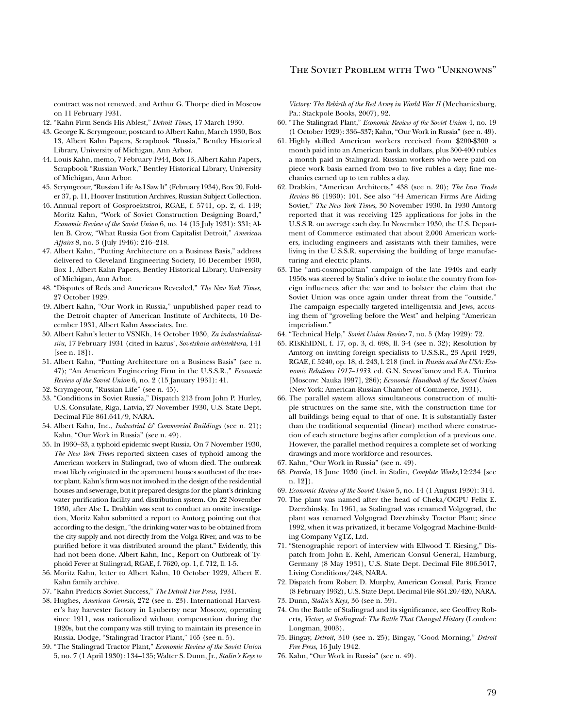contract was not renewed, and Arthur G. Thorpe died in Moscow on 11 February 1931.

42. "Kahn Firm Sends His Ablest," *Detroit Times*, 17 March 1930.
43. George K. Scrymgeour, postcard to Albert Kahn, March 1930, Box 13, Albert Kahn Papers, Scrapbook "Russia," Bentley Historical Library, University of Michigan, Ann Arbor.
44. Louis Kahn, memo, 7 February 1944, Box 13, Albert Kahn Papers, Scrapbook "Russian Work," Bentley Historical Library, University of Michigan, Ann Arbor.
45. Scrymgeour, "Russian Life As I Saw It" (February 1934), Box 20, Folder 37, p. 11, Hoover Institution Archives, Russian Subject Collection.
46. Annual report of Gosproektstroi, RGAE, f. 5741, op. 2, d. 149; Moritz Kahn, "Work of Soviet Construction Designing Board," *Economic Review of the Soviet Union* 6, no. 14 (15 July 1931): 331; Allen B. Crow, "What Russia Got from Capitalist Detroit," *American Affairs* 8, no. 3 (July 1946): 216–218.
47. Albert Kahn, "Putting Architecture on a Business Basis," address delivered to Cleveland Engineering Society, 16 December 1930, Box 1, Albert Kahn Papers, Bentley Historical Library, University of Michigan, Ann Arbor.
48. "Disputes of Reds and Americans Revealed," *The New York Times*, 27 October 1929.
49. Albert Kahn, "Our Work in Russia," unpublished paper read to the Detroit chapter of American Institute of Architects, 10 December 1931, Albert Kahn Associates, Inc.
50. Albert Kahn's letter to VSNKh, 14 October 1930, *Za industrializatsiiu*, 17 February 1931 (cited in Kazus', *Sovetskaia arkhitektura*, 141 [see n. 18]).
51. Albert Kahn, "Putting Architecture on a Business Basis" (see n. 47); "An American Engineering Firm in the U.S.S.R.," *Economic Review of the Soviet Union* 6, no. 2 (15 January 1931): 41.
52. Scrymgeour, "Russian Life" (see n. 45).
53. "Conditions in Soviet Russia," Dispatch 213 from John P. Hurley, U.S. Consulate, Riga, Latvia, 27 November 1930, U.S. State Dept. Decimal File 861.641/9, NARA.
54. Albert Kahn, Inc., *Industrial & Commercial Buildings* (see n. 21); Kahn, "Our Work in Russia" (see n. 49).
55. In 1930–33, a typhoid epidemic swept Russia. On 7 November 1930, *The New York Times* reported sixteen cases of typhoid among the American workers in Stalingrad, two of whom died. The outbreak most likely originated in the apartment houses southeast of the tractor plant. Kahn's firm was not involved in the design of the residential houses and sewerage, but it prepared designs for the plant's drinking water purification facility and distribution system. On 22 November 1930, after Abe L. Drabkin was sent to conduct an onsite investigation, Moritz Kahn submitted a report to Amtorg pointing out that according to the design, "the drinking water was to be obtained from the city supply and not directly from the Volga River, and was to be purified before it was distributed around the plant." Evidently, this had not been done. Albert Kahn, Inc., Report on Outbreak of Typhoid Fever at Stalingrad, RGAE, f. 7620, op. 1, f. 712, ll. 1-5.
56. Moritz Kahn, letter to Albert Kahn, 10 October 1929, Albert E. Kahn family archive.
57. "Kahn Predicts Soviet Success," *The Detroit Free Press*, 1931.
58. Hughes, *American Genesis*, 272 (see n. 23). International Harvester's hay harvester factory in Lyubertsy near Moscow, operating since 1911, was nationalized without compensation during the 1920s, but the company was still trying to maintain its presence in Russia. Dodge, "Stalingrad Tractor Plant," 165 (see n. 5).
59. "The Stalingrad Tractor Plant," *Economic Review of the Soviet Union* 5, no. 7 (1 April 1930): 134–135; Walter S. Dunn, Jr., *Stalin's Keys to Victory: The Rebirth of the Red Army in World War II* (Mechanicsburg, Pa.: Stackpole Books, 2007), 92.
60. "The Stalingrad Plant," *Economic Review of the Soviet Union* 4, no. 19 (1 October 1929): 336–337; Kahn, "Our Work in Russia" (see n. 49).
61. Highly skilled American workers received from $200-$300 a month paid into an American bank in dollars, plus 300-400 rubles a month paid in Stalingrad. Russian workers who were paid on piece work basis earned from two to five rubles a day; fine mechanics earned up to ten rubles a day.
62. Drabkin, "American Architects," 438 (see n. 20); *The Iron Trade Review* 86 (1930): 101. See also "44 American Firms Are Aiding Soviet," *The New York Times*, 30 November 1930. In 1930 Amtorg reported that it was receiving 125 applications for jobs in the U.S.S.R. on average each day. In November 1930, the U.S. Department of Commerce estimated that about 2,000 American workers, including engineers and assistants with their families, were living in the U.S.S.R. supervising the building of large manufacturing and electric plants.
63. The "anti-cosmopolitan" campaign of the late 1940s and early 1950s was steered by Stalin's drive to isolate the country from foreign influences after the war and to bolster the claim that the Soviet Union was once again under threat from the "outside." The campaign especially targeted intelligentsia and Jews, accusing them of "groveling before the West" and helping "American imperialism."
64. "Technical Help," *Soviet Union Review* 7, no. 5 (May 1929): 72.
65. RTsKhIDNI, f. 17, op. 3, d. 698, ll. 3-4 (see n. 32); Resolution by Amtorg on inviting foreign specialists to U.S.S.R., 23 April 1929, RGAE, f. 5240, op. 18, d. 243, l. 218 (incl. in *Russia and the USA: Economic Relations 1917–1933*, ed. G.N. Sevost'ianov and E.A. Tiurina [Moscow: Nauka 1997], 286); *Economic Handbook of the Soviet Union* (New York: American-Russian Chamber of Commerce, 1931).
66. The parallel system allows simultaneous construction of multiple structures on the same site, with the construction time for all buildings being equal to that of one. It is substantially faster than the traditional sequential (linear) method where construction of each structure begins after completion of a previous one. However, the parallel method requires a complete set of working drawings and more workforce and resources.
67. Kahn, "Our Work in Russia" (see n. 49).
68. *Pravda*, 18 June 1930 (incl. in Stalin, *Complete Works*, 12:234 [see n. 12]).
69. *Economic Review of the Soviet Union* 5, no. 14 (1 August 1930): 314.
70. The plant was named after the head of Cheka/OGPU Felix E. Dzerzhinsky. In 1961, as Stalingrad was renamed Volgograd, the plant was renamed Volgograd Dzerzhinsky Tractor Plant; since 1992, when it was privatized, it became Volgograd Machine-Building Company VgTZ, Ltd.
71. "Stenographic report of interview with Ellwood T. Riesing," Dispatch from John E. Kehl, American Consul General, Hamburg, Germany (8 May 1931), U.S. State Dept. Decimal File 806.5017, Living Conditions/248, NARA.
72. Dispatch from Robert D. Murphy, American Consul, Paris, France (8 February 1932), U.S. State Dept. Decimal File 861.20/420, NARA.
73. Dunn, *Stalin's Keys*, 36 (see n. 59).
74. On the Battle of Stalingrad and its significance, see Geoffrey Roberts, *Victory at Stalingrad: The Battle That Changed History* (London: Longman, 2003).
75. Bingay, *Detroit*, 310 (see n. 25); Bingay, "Good Morning," *Detroit Free Press*, 16 July 1942.
76. Kahn, "Our Work in Russia" (see n. 49).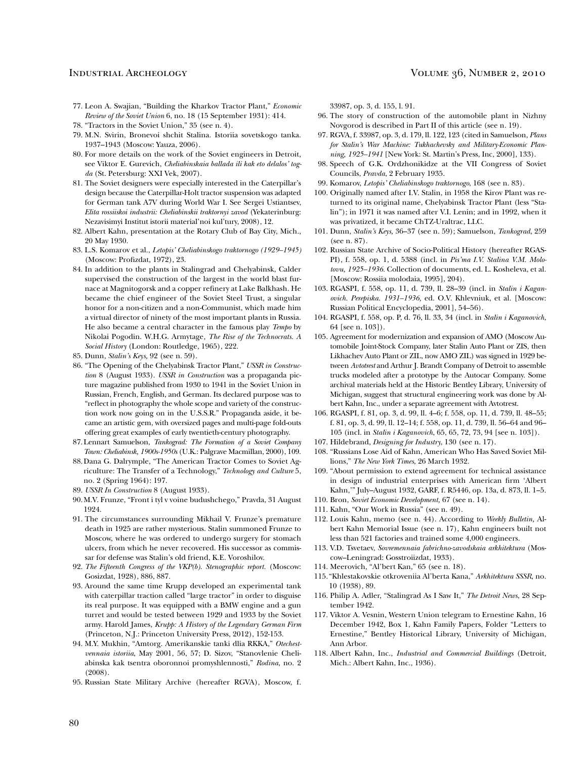77. Leon A. Swajian, "Building the Kharkov Tractor Plant," *Economic Review of the Soviet Union* 6, no. 18 (15 September 1931): 414.
78. "Tractors in the Soviet Union," 35 (see n. 4).
79. M.N. Svirin, Bronevoi shchit Stalina. Istoriia sovetskogo tanka. 1937–1943 (Moscow: Yauza, 2006).
80. For more details on the work of the Soviet engineers in Detroit, see Viktor E. Gurevich, *Cheliabinskaia ballada ili kak eto delalos' togda* (St. Petersburg: XXI Vek, 2007).
81. The Soviet designers were especially interested in the Caterpillar's design because the Caterpillar-Holt tractor suspension was adapted for German tank A7V during World War I. See Sergei Ustiantsev, *Elita rossiiskoi industrii: Cheliabinskii traktornyi zavod* (Yekaterinburg: Nezavisimyi Institut istorii material'noi kul'tury, 2008), 12.
82. Albert Kahn, presentation at the Rotary Club of Bay City, Mich., 20 May 1930.
83. L.S. Komarov et al., *Letopis' Cheliabinskogo traktornogo (1929–1945)* (Moscow: Profizdat, 1972), 23.
84. In addition to the plants in Stalingrad and Chelyabinsk, Calder supervised the construction of the largest in the world blast furnace at Magnitogorsk and a copper refinery at Lake Balkhash. He became the chief engineer of the Soviet Steel Trust, a singular honor for a non-citizen and a non-Communist, which made him a virtual director of ninety of the most important plants in Russia. He also became a central character in the famous play *Tempo* by Nikolai Pogodin. W.H.G. Armytage, *The Rise of the Technocrats. A Social History* (London: Routledge, 1965), 222.
85. Dunn, *Stalin's Keys,* 92 (see n. 59).
86. "The Opening of the Chelyabinsk Tractor Plant," *USSR in Construction* 8 (August 1933). *USSR in Construction* was a propaganda picture magazine published from 1930 to 1941 in the Soviet Union in Russian, French, English, and German. Its declared purpose was to "reflect in photography the whole scope and variety of the construction work now going on in the U.S.S.R." Propaganda aside, it became an artistic gem, with oversized pages and multi-page fold-outs offering great examples of early twentieth-century photography.
87. Lennart Samuelson, *Tankograd: The Formation of a Soviet Company Town: Cheliabinsk, 1900s-1950s* (U.K.: Palgrave Macmillan, 2000), 109.
88. Dana G. Dalrymple, "The American Tractor Comes to Soviet Agriculture: The Transfer of a Technology," *Technology and Culture* 5, no. 2 (Spring 1964): 197.
89. *USSR In Construction* 8 (August 1933).
90. M.V. Frunze, "Front i tyl v voine budushchego," Pravda, 31 August 1924.
91. The circumstances surrounding Mikhail V. Frunze's premature death in 1925 are rather mysterious. Stalin summoned Frunze to Moscow, where he was ordered to undergo surgery for stomach ulcers, from which he never recovered. His successor as commissar for defense was Stalin's old friend, K.E. Voroshilov.
92. *The Fifteenth Congress of the VKP(b). Stenographic report.* (Moscow: Gosizdat, 1928), 886, 887.
93. Around the same time Krupp developed an experimental tank with caterpillar traction called "large tractor" in order to disguise its real purpose. It was equipped with a BMW engine and a gun turret and would be tested between 1929 and 1933 by the Soviet army. Harold James, *Krupp: A History of the Legendary German Firm* (Princeton, N.J.: Princeton University Press, 2012), 152-153.
94. M.Y. Mukhin, "Amtorg. Amerikanskie tanki dlia RKKA," *Otechestvennaia istoriia*, May 2001, 56, 57; D. Sizov, "Stanovlenie Cheliabinska kak tsentra oboronnoi promyshlennosti," *Rodina*, no. 2 (2008).
95. Russian State Military Archive (hereafter RGVA), Moscow, f. 33987, op. 3, d. 155, l. 91.
96. The story of construction of the automobile plant in Nizhny Novgorod is described in Part II of this article (see n. 19).
97. RGVA, f. 33987, op. 3, d. 179, ll. 122, 123 (cited in Samuelson, *Plans for Stalin's War Machine: Tukhachevsky and Military-Economic Planning, 1925–1941* [New York: St. Martin's Press, Inc, 2000], 133).
98. Speech of G.K. Ordzhonikidze at the VII Congress of Soviet Councils, *Pravda*, 2 February 1935.
99. Komarov, *Letopis' Cheliabinskogo traktornogo*, 168 (see n. 83).
100. Originally named after I.V. Stalin, in 1958 the Kirov Plant was returned to its original name, Chelyabinsk Tractor Plant (less "Stalin"); in 1971 it was named after V.I. Lenin; and in 1992, when it was privatized, it became ChTZ-Uraltrac, LLC.
101. Dunn, *Stalin's Keys,* 36–37 (see n. 59); Samuelson, *Tankograd*, 259 (see n. 87).
102. Russian State Archive of Socio-Political History (hereafter RGASPI), f. 558, op. 1, d. 5388 (incl. in *Pis'ma I.V. Stalina V.M. Molotovu, 1925–1936.* Collection of documents, ed. L. Kosheleva, et al. [Moscow: Rossiia molodaia, 1995], 204).
103. RGASPI, f. 558, op. 11, d. 739, ll. 28–39 (incl. in *Stalin i Kaganovich. Perepiska. 1931–1936,* ed. O.V. Khlevniuk, et al. [Moscow: Russian Political Encyclopedia, 2001], 54–56).
104. RGASPI, f. 558, op. P, d. 76, ll. 33, 34 (incl. in *Stalin i Kaganovich*, 64 [see n. 103]).
105. Agreement for modernization and expansion of AMO (Moscow Automobile Joint-Stock Company, later Stalin Auto Plant or ZIS, then Likhachev Auto Plant or ZIL, now AMO ZIL) was signed in 1929 between *Avtotrest* and Arthur J. Brandt Company of Detroit to assemble trucks modeled after a prototype by the Autocar Company. Some archival materials held at the Historic Bentley Library, University of Michigan, suggest that structural engineering work was done by Albert Kahn, Inc., under a separate agreement with Avtotrest.
106. RGASPI, f. 81, op. 3, d. 99, ll. 4–6; f. 558, op. 11, d. 739, ll. 48–55; f. 81, op. 3, d. 99, ll. 12–14; f. 558, op. 11, d. 739, ll. 56–64 and 96–105 (incl. in *Stalin i Kaganovich*, 65, 65, 72, 73, 94 [see n. 103]).
107. Hildebrand, *Designing for Industry*, 130 (see n. 17).
108. "Russians Lose Aid of Kahn, American Who Has Saved Soviet Millions," *The New York Times*, 26 March 1932.
109. "About permission to extend agreement for technical assistance in design of industrial enterprises with American firm 'Albert Kahn,'" July–August 1932, GARF, f. R5446, op. 13a, d. 873, ll. 1–5.
110. Bron, *Soviet Economic Development,* 67 (see n. 14).
111. Kahn, "Our Work in Russia" (see n. 49).
112. Louis Kahn, memo (see n. 44). According to *Weekly Bulletin,* Albert Kahn Memorial Issue (see n. 17), Kahn engineers built not less than 521 factories and trained some 4,000 engineers.
113. V.D. Tsvetaev, *Sovremennaia fabrichno-zavodskaia arkhitektura* (Moscow–Leningrad: Gosstroiizdat, 1933).
114. Meerovich, "Al'bert Kan," 65 (see n. 18).
115. "Khlestakovskie otkroveniia Al'berta Kana," *Arkhitektura SSSR*, no. 10 (1938), 89.
116. Philip A. Adler, "Stalingrad As I Saw It," *The Detroit News*, 28 September 1942.
117. Viktor A. Vesnin, Western Union telegram to Ernestine Kahn, 16 December 1942, Box 1, Kahn Family Papers, Folder "Letters to Ernestine," Bentley Historical Library, University of Michigan, Ann Arbor.
118. Albert Kahn, Inc., *Industrial and Commercial Buildings* (Detroit, Mich.: Albert Kahn, Inc., 1936).